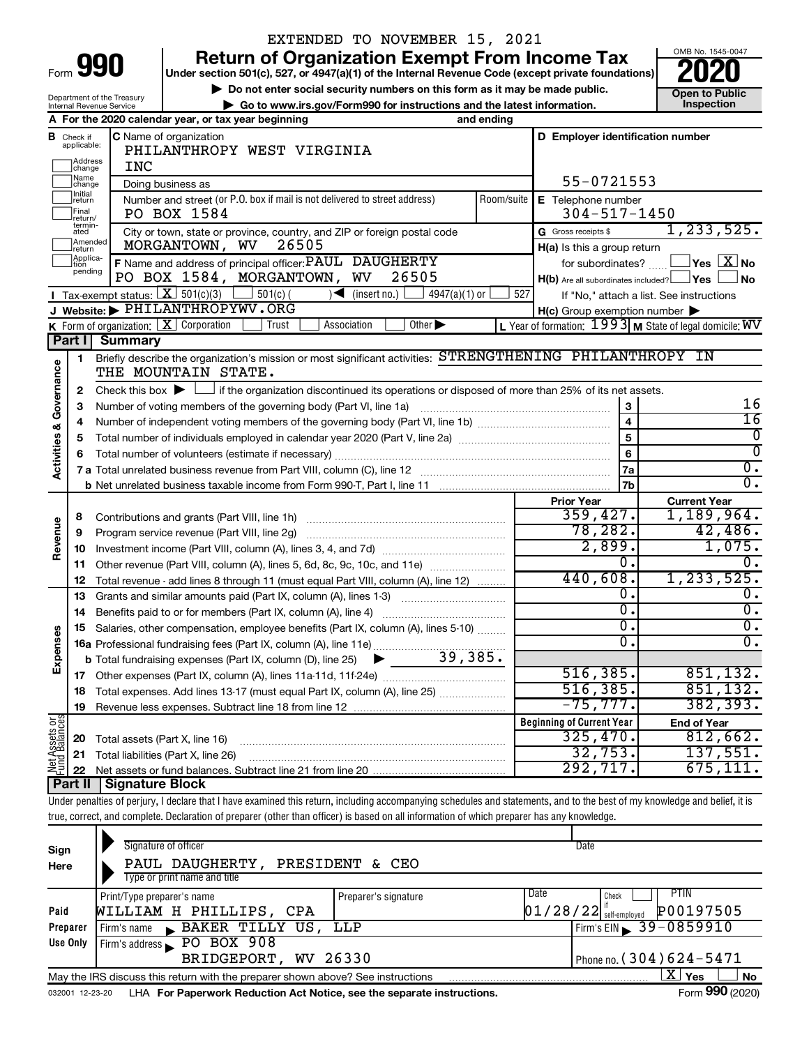EXTENDED TO NOVEMBER 15, 2021

# Form 990 — Return of Organization Exempt From Income Tax

**Under section 501(c), 527, or 4947(a)(1) of the Internal Revenue Code (except private foundations)**

▶ Do not enter social security numbers on this form as it may be made public.

▶ Go to www.irs.gov/Form990 for instructions and the latest information.

Department of the Treasury
Internal Revenue Service

OMB No. 1545-0047

**2020**

**Open to Public Inspection**

**A** For the 2020 calendar year, or tax year beginning and ending

**B** Check if applicable: Address change, Name change, Initial return, Final return/terminated, Amended return, Application pending

**C** Name of organization: PHILANTHROPY WEST VIRGINIA INC

Doing business as

Number and street (or P.O. box if mail is not delivered to street address): PO BOX 1584 — Room/suite

City or town, state or province, country, and ZIP or foreign postal code: MORGANTOWN, WV 26505

**D** Employer identification number: 55-0721553

**E** Telephone number: 304-517-1450

**G** Gross receipts $ 1,233,525.

**F** Name and address of principal officer: PAUL DAUGHERTY, PO BOX 1584, MORGANTOWN, WV 26505

**H(a)** Is this a group return for subordinates? ☐ Yes ☒ No

**H(b)** Are all subordinates included? ☐ Yes ☐ No — If "No," attach a list. See instructions

**I** Tax-exempt status: ☒ 501(c)(3) ☐ 501(c) ( ) ◀ (insert no.) ☐ 4947(a)(1) or ☐ 527

**J** Website: ▶ PHILANTHROPYWV.ORG

**H(c)** Group exemption number ▶

**K** Form of organization: ☒ Corporation ☐ Trust ☐ Association ☐ Other ▶

**L** Year of formation: 1993 **M** State of legal domicile: WV

## Part I Summary

**Activities & Governance**

1. Briefly describe the organization's mission or most significant activities: STRENGTHENING PHILANTHROPY IN THE MOUNTAIN STATE.
2. Check this box ▶ ☐ if the organization discontinued its operations or disposed of more than 25% of its net assets.

| Line | Description | | Value |
|---|---|---|---|
| 3 | Number of voting members of the governing body (Part VI, line 1a) | 3 | 16 |
| 4 | Number of independent voting members of the governing body (Part VI, line 1b) | 4 | 16 |
| 5 | Total number of individuals employed in calendar year 2020 (Part V, line 2a) | 5 | 0 |
| 6 | Total number of volunteers (estimate if necessary) | 6 | 0 |
| 7a | Total unrelated business revenue from Part VIII, column (C), line 12 | 7a | 0. |
| 7b | Net unrelated business taxable income from Form 990-T, Part I, line 11 | 7b | 0. |

| | Line | Description | Prior Year | Current Year |
|---|---|---|---|---|
| Revenue | 8 | Contributions and grants (Part VIII, line 1h) | 359,427. | 1,189,964. |
| | 9 | Program service revenue (Part VIII, line 2g) | 78,282. | 42,486. |
| | 10 | Investment income (Part VIII, column (A), lines 3, 4, and 7d) | 2,899. | 1,075. |
| | 11 | Other revenue (Part VIII, column (A), lines 5, 6d, 8c, 9c, 10c, and 11e) | 0. | 0. |
| | 12 | Total revenue - add lines 8 through 11 (must equal Part VIII, column (A), line 12) | 440,608. | 1,233,525. |
| Expenses | 13 | Grants and similar amounts paid (Part IX, column (A), lines 1-3) | 0. | 0. |
| | 14 | Benefits paid to or for members (Part IX, column (A), line 4) | 0. | 0. |
| | 15 | Salaries, other compensation, employee benefits (Part IX, column (A), lines 5-10) | 0. | 0. |
| | 16a | Professional fundraising fees (Part IX, column (A), line 11e) | 0. | 0. |
| | b | Total fundraising expenses (Part IX, column (D), line 25) ▶ 39,385. | | |
| | 17 | Other expenses (Part IX, column (A), lines 11a-11d, 11f-24e) | 516,385. | 851,132. |
| | 18 | Total expenses. Add lines 13-17 (must equal Part IX, column (A), line 25) | 516,385. | 851,132. |
| | 19 | Revenue less expenses. Subtract line 18 from line 12 | -75,777. | 382,393. |

| | Line | Description | Beginning of Current Year | End of Year |
|---|---|---|---|---|
| Net Assets or Fund Balances | 20 | Total assets (Part X, line 16) | 325,470. | 812,662. |
| | 21 | Total liabilities (Part X, line 26) | 32,753. | 137,551. |
| | 22 | Net assets or fund balances. Subtract line 21 from line 20 | 292,717. | 675,111. |

## Part II Signature Block

Under penalties of perjury, I declare that I have examined this return, including accompanying schedules and statements, and to the best of my knowledge and belief, it is true, correct, and complete. Declaration of preparer (other than officer) is based on all information of which preparer has any knowledge.

**Sign Here**

Signature of officer — Date

PAUL DAUGHERTY, PRESIDENT & CEO
Type or print name and title

**Paid Preparer Use Only**

| Print/Type preparer's name | Preparer's signature | Date | Check ☐ if self-employed | PTIN |
|---|---|---|---|---|
| WILLIAM H PHILLIPS, CPA | | 01/28/22 | | P00197505 |

Firm's name ▶ BAKER TILLY US, LLP — Firm's EIN ▶ 39-0859910

Firm's address ▶ PO BOX 908, BRIDGEPORT, WV 26330 — Phone no. (304)624-5471

May the IRS discuss this return with the preparer shown above? See instructions ☒ Yes ☐ No

032001 12-23-20 LHA For Paperwork Reduction Act Notice, see the separate instructions. Form **990** (2020)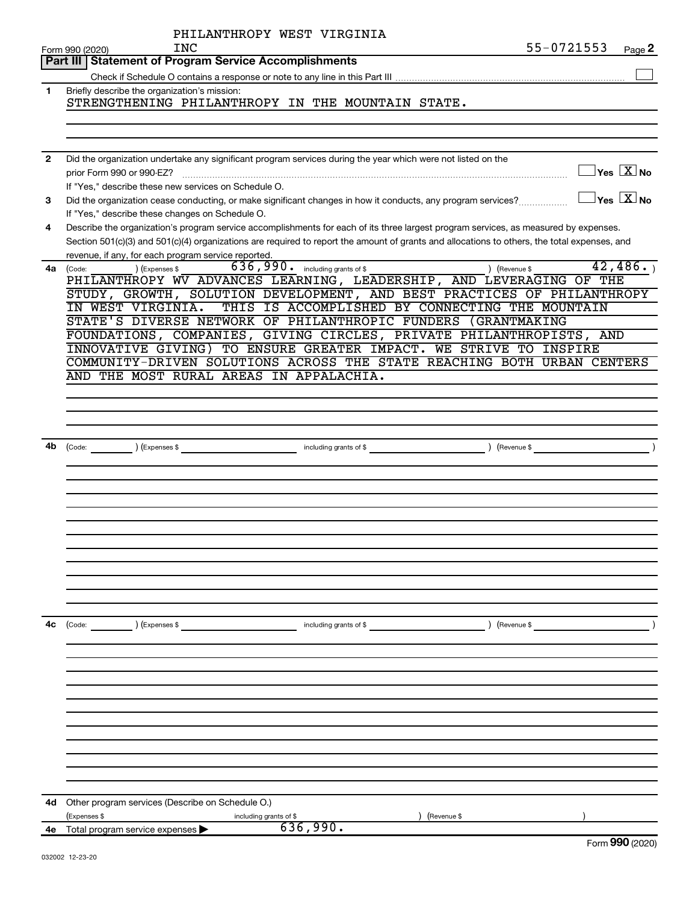PHILANTHROPY WEST VIRGINIA INC

Form 990 (2020) 55-0721553 Page 2

## Part III Statement of Program Service Accomplishments

Check if Schedule O contains a response or note to any line in this Part III ☐

**1** Briefly describe the organization's mission:

STRENGTHENING PHILANTHROPY IN THE MOUNTAIN STATE.

**2** Did the organization undertake any significant program services during the year which were not listed on the prior Form 990 or 990-EZ? ☐ Yes ☒ No

If "Yes," describe these new services on Schedule O.

**3** Did the organization cease conducting, or make significant changes in how it conducts, any program services? ☐ Yes ☒ No

If "Yes," describe these changes on Schedule O.

**4** Describe the organization's program service accomplishments for each of its three largest program services, as measured by expenses. Section 501(c)(3) and 501(c)(4) organizations are required to report the amount of grants and allocations to others, the total expenses, and revenue, if any, for each program service reported.

**4a** (Code: ) (Expenses $ 636,990. including grants of $ ) (Revenue $ 42,486. )

PHILANTHROPY WV ADVANCES LEARNING, LEADERSHIP, AND LEVERAGING OF THE STUDY, GROWTH, SOLUTION DEVELOPMENT, AND BEST PRACTICES OF PHILANTHROPY IN WEST VIRGINIA. THIS IS ACCOMPLISHED BY CONNECTING THE MOUNTAIN STATE'S DIVERSE NETWORK OF PHILANTHROPIC FUNDERS (GRANTMAKING FOUNDATIONS, COMPANIES, GIVING CIRCLES, PRIVATE PHILANTHROPISTS, AND INNOVATIVE GIVING) TO ENSURE GREATER IMPACT. WE STRIVE TO INSPIRE COMMUNITY-DRIVEN SOLUTIONS ACROSS THE STATE REACHING BOTH URBAN CENTERS AND THE MOST RURAL AREAS IN APPALACHIA.

**4b** (Code: ) (Expenses $ including grants of $ ) (Revenue $ )

**4c** (Code: ) (Expenses $ including grants of $ ) (Revenue $ )

**4d** Other program services (Describe on Schedule O.)

(Expenses $ including grants of $ ) (Revenue $ )

**4e** Total program service expenses ▶ 636,990.

Form **990** (2020)

032002 12-23-20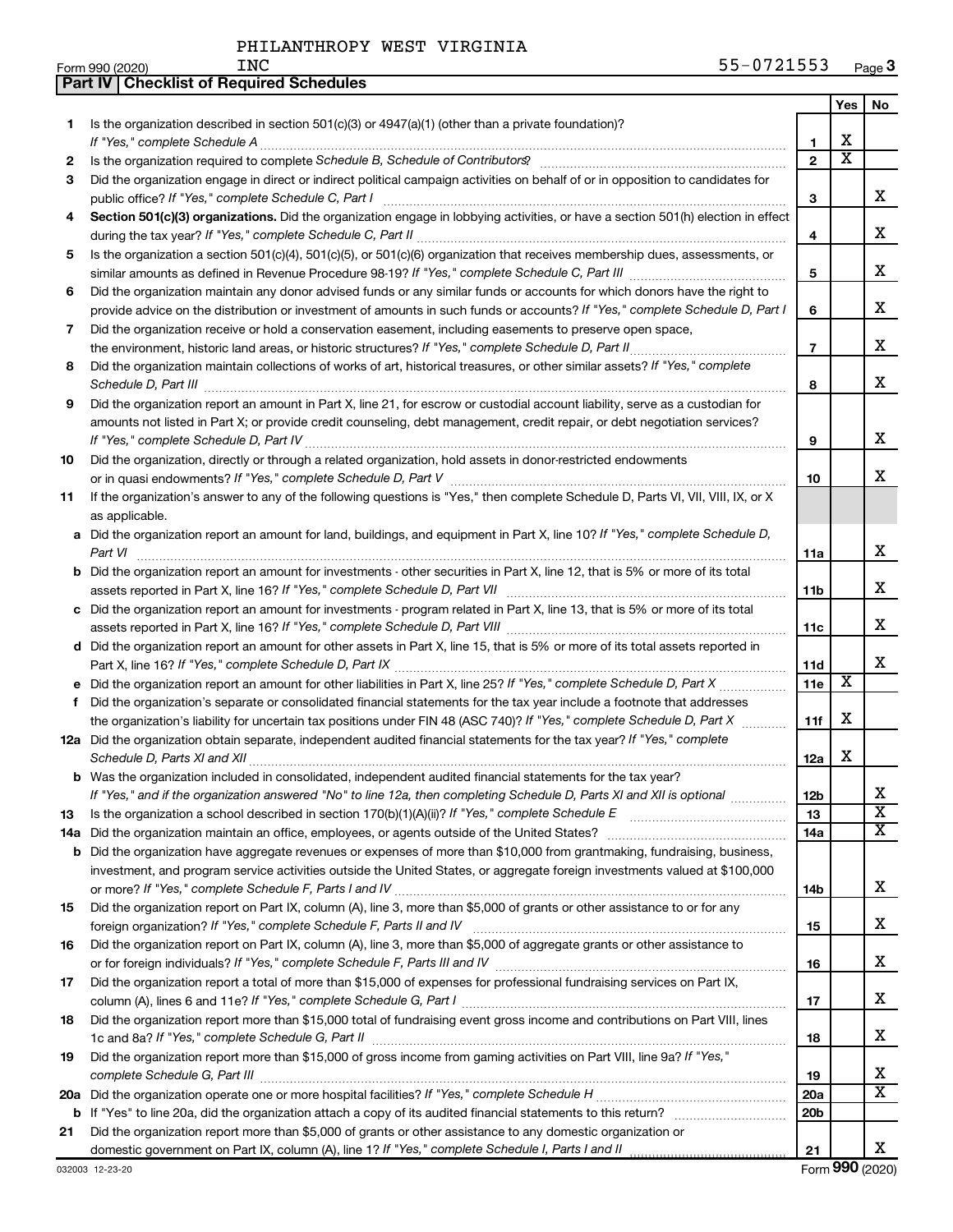PHILANTHROPY WEST VIRGINIA INC — 55-0721553

Form 990 (2020)

## Part IV | Checklist of Required Schedules

| | | | Yes | No |
|---|---|---|---|---|
| 1 | Is the organization described in section 501(c)(3) or 4947(a)(1) (other than a private foundation)? *If "Yes," complete Schedule A* | 1 | X | |
| 2 | Is the organization required to complete *Schedule B, Schedule of Contributors*? | 2 | X | |
| 3 | Did the organization engage in direct or indirect political campaign activities on behalf of or in opposition to candidates for public office? *If "Yes," complete Schedule C, Part I* | 3 | | X |
| 4 | **Section 501(c)(3) organizations.** Did the organization engage in lobbying activities, or have a section 501(h) election in effect during the tax year? *If "Yes," complete Schedule C, Part II* | 4 | | X |
| 5 | Is the organization a section 501(c)(4), 501(c)(5), or 501(c)(6) organization that receives membership dues, assessments, or similar amounts as defined in Revenue Procedure 98-19? *If "Yes," complete Schedule C, Part III* | 5 | | X |
| 6 | Did the organization maintain any donor advised funds or any similar funds or accounts for which donors have the right to provide advice on the distribution or investment of amounts in such funds or accounts? *If "Yes," complete Schedule D, Part I* | 6 | | X |
| 7 | Did the organization receive or hold a conservation easement, including easements to preserve open space, the environment, historic land areas, or historic structures? *If "Yes," complete Schedule D, Part II* | 7 | | X |
| 8 | Did the organization maintain collections of works of art, historical treasures, or other similar assets? *If "Yes," complete Schedule D, Part III* | 8 | | X |
| 9 | Did the organization report an amount in Part X, line 21, for escrow or custodial account liability, serve as a custodian for amounts not listed in Part X; or provide credit counseling, debt management, credit repair, or debt negotiation services? *If "Yes," complete Schedule D, Part IV* | 9 | | X |
| 10 | Did the organization, directly or through a related organization, hold assets in donor-restricted endowments or in quasi endowments? *If "Yes," complete Schedule D, Part V* | 10 | | X |
| 11 | If the organization's answer to any of the following questions is "Yes," then complete Schedule D, Parts VI, VII, VIII, IX, or X as applicable. | | | |
| a | Did the organization report an amount for land, buildings, and equipment in Part X, line 10? *If "Yes," complete Schedule D, Part VI* | 11a | | X |
| b | Did the organization report an amount for investments - other securities in Part X, line 12, that is 5% or more of its total assets reported in Part X, line 16? *If "Yes," complete Schedule D, Part VII* | 11b | | X |
| c | Did the organization report an amount for investments - program related in Part X, line 13, that is 5% or more of its total assets reported in Part X, line 16? *If "Yes," complete Schedule D, Part VIII* | 11c | | X |
| d | Did the organization report an amount for other assets in Part X, line 15, that is 5% or more of its total assets reported in Part X, line 16? *If "Yes," complete Schedule D, Part IX* | 11d | | X |
| e | Did the organization report an amount for other liabilities in Part X, line 25? *If "Yes," complete Schedule D, Part X* | 11e | X | |
| f | Did the organization's separate or consolidated financial statements for the tax year include a footnote that addresses the organization's liability for uncertain tax positions under FIN 48 (ASC 740)? *If "Yes," complete Schedule D, Part X* | 11f | X | |
| 12a | Did the organization obtain separate, independent audited financial statements for the tax year? *If "Yes," complete Schedule D, Parts XI and XII* | 12a | X | |
| b | Was the organization included in consolidated, independent audited financial statements for the tax year? *If "Yes," and if the organization answered "No" to line 12a, then completing Schedule D, Parts XI and XII is optional* | 12b | | X |
| 13 | Is the organization a school described in section 170(b)(1)(A)(ii)? *If "Yes," complete Schedule E* | 13 | | X |
| 14a | Did the organization maintain an office, employees, or agents outside of the United States? | 14a | | X |
| b | Did the organization have aggregate revenues or expenses of more than $10,000 from grantmaking, fundraising, business, investment, and program service activities outside the United States, or aggregate foreign investments valued at $100,000 or more? *If "Yes," complete Schedule F, Parts I and IV* | 14b | | X |
| 15 | Did the organization report on Part IX, column (A), line 3, more than $5,000 of grants or other assistance to or for any foreign organization? *If "Yes," complete Schedule F, Parts II and IV* | 15 | | X |
| 16 | Did the organization report on Part IX, column (A), line 3, more than $5,000 of aggregate grants or other assistance to or for foreign individuals? *If "Yes," complete Schedule F, Parts III and IV* | 16 | | X |
| 17 | Did the organization report a total of more than $15,000 of expenses for professional fundraising services on Part IX, column (A), lines 6 and 11e? *If "Yes," complete Schedule G, Part I* | 17 | | X |
| 18 | Did the organization report more than $15,000 total of fundraising event gross income and contributions on Part VIII, lines 1c and 8a? *If "Yes," complete Schedule G, Part II* | 18 | | X |
| 19 | Did the organization report more than $15,000 of gross income from gaming activities on Part VIII, line 9a? *If "Yes," complete Schedule G, Part III* | 19 | | X |
| 20a | Did the organization operate one or more hospital facilities? *If "Yes," complete Schedule H* | 20a | | X |
| b | If "Yes" to line 20a, did the organization attach a copy of its audited financial statements to this return? | 20b | | |
| 21 | Did the organization report more than $5,000 of grants or other assistance to any domestic organization or domestic government on Part IX, column (A), line 1? *If "Yes," complete Schedule I, Parts I and II* | 21 | | X |

032003 12-23-20 Form **990** (2020)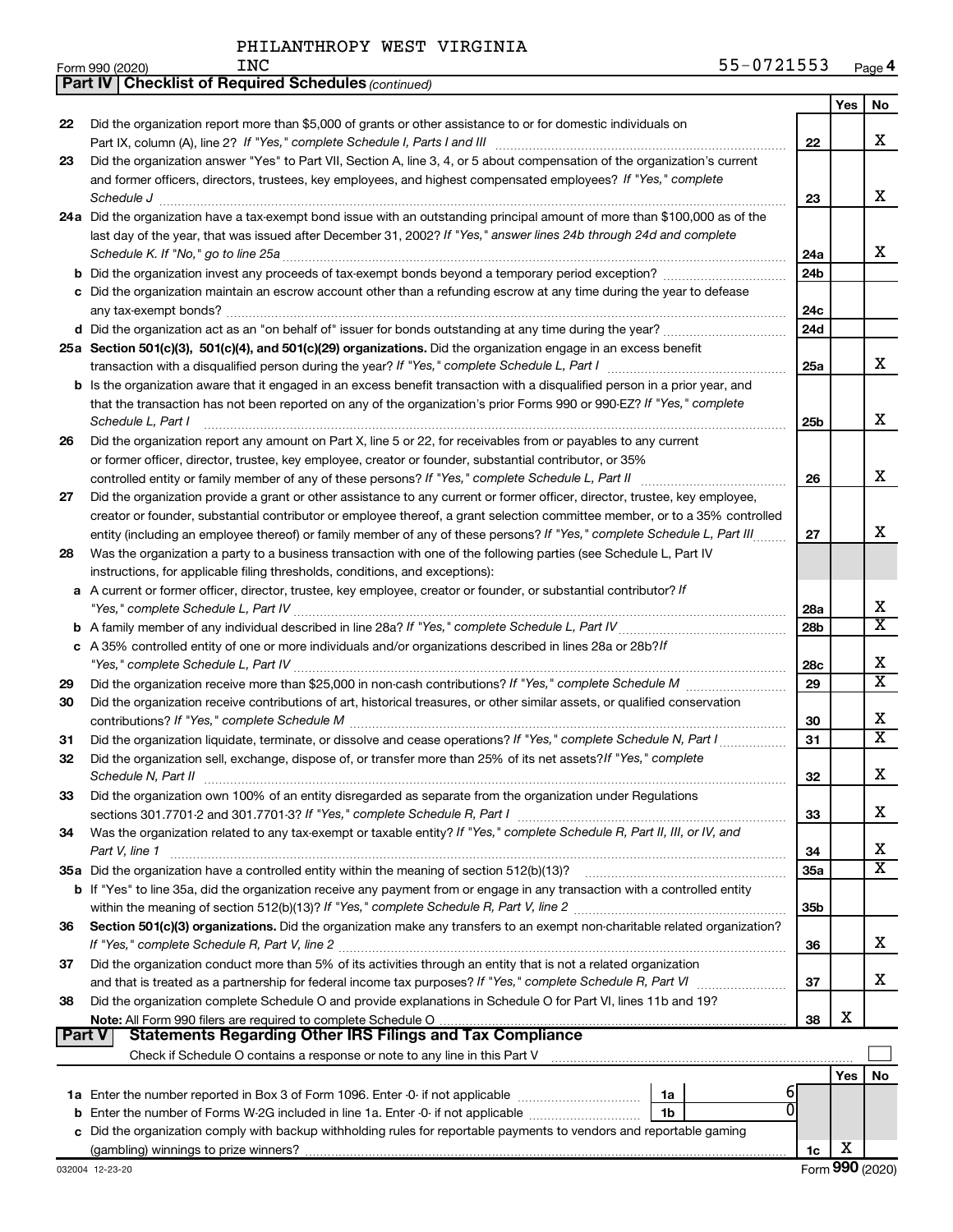PHILANTHROPY WEST VIRGINIA INC 55-0721553

Form 990 (2020) Page 4

**Part IV | Checklist of Required Schedules** *(continued)*

| | | | Yes | No |
|---|---|---|---|---|
| 22 | Did the organization report more than $5,000 of grants or other assistance to or for domestic individuals on Part IX, column (A), line 2? *If "Yes," complete Schedule I, Parts I and III* | 22 | | X |
| 23 | Did the organization answer "Yes" to Part VII, Section A, line 3, 4, or 5 about compensation of the organization's current and former officers, directors, trustees, key employees, and highest compensated employees? *If "Yes," complete Schedule J* | 23 | | X |
| 24a | Did the organization have a tax-exempt bond issue with an outstanding principal amount of more than $100,000 as of the last day of the year, that was issued after December 31, 2002? *If "Yes," answer lines 24b through 24d and complete Schedule K. If "No," go to line 25a* | 24a | | X |
| b | Did the organization invest any proceeds of tax-exempt bonds beyond a temporary period exception? | 24b | | |
| c | Did the organization maintain an escrow account other than a refunding escrow at any time during the year to defease any tax-exempt bonds? | 24c | | |
| d | Did the organization act as an "on behalf of" issuer for bonds outstanding at any time during the year? | 24d | | |
| 25a | **Section 501(c)(3), 501(c)(4), and 501(c)(29) organizations.** Did the organization engage in an excess benefit transaction with a disqualified person during the year? *If "Yes," complete Schedule L, Part I* | 25a | | X |
| b | Is the organization aware that it engaged in an excess benefit transaction with a disqualified person in a prior year, and that the transaction has not been reported on any of the organization's prior Forms 990 or 990-EZ? *If "Yes," complete Schedule L, Part I* | 25b | | X |
| 26 | Did the organization report any amount on Part X, line 5 or 22, for receivables from or payables to any current or former officer, director, trustee, key employee, creator or founder, substantial contributor, or 35% controlled entity or family member of any of these persons? *If "Yes," complete Schedule L, Part II* | 26 | | X |
| 27 | Did the organization provide a grant or other assistance to any current or former officer, director, trustee, key employee, creator or founder, substantial contributor or employee thereof, a grant selection committee member, or to a 35% controlled entity (including an employee thereof) or family member of any of these persons? *If "Yes," complete Schedule L, Part III* | 27 | | X |
| 28 | Was the organization a party to a business transaction with one of the following parties (see Schedule L, Part IV instructions, for applicable filing thresholds, conditions, and exceptions): | | | |
| a | A current or former officer, director, trustee, key employee, creator or founder, or substantial contributor? *If "Yes," complete Schedule L, Part IV* | 28a | | X |
| b | A family member of any individual described in line 28a? *If "Yes," complete Schedule L, Part IV* | 28b | | X |
| c | A 35% controlled entity of one or more individuals and/or organizations described in lines 28a or 28b? *If "Yes," complete Schedule L, Part IV* | 28c | | X |
| 29 | Did the organization receive more than $25,000 in non-cash contributions? *If "Yes," complete Schedule M* | 29 | | X |
| 30 | Did the organization receive contributions of art, historical treasures, or other similar assets, or qualified conservation contributions? *If "Yes," complete Schedule M* | 30 | | X |
| 31 | Did the organization liquidate, terminate, or dissolve and cease operations? *If "Yes," complete Schedule N, Part I* | 31 | | X |
| 32 | Did the organization sell, exchange, dispose of, or transfer more than 25% of its net assets? *If "Yes," complete Schedule N, Part II* | 32 | | X |
| 33 | Did the organization own 100% of an entity disregarded as separate from the organization under Regulations sections 301.7701-2 and 301.7701-3? *If "Yes," complete Schedule R, Part I* | 33 | | X |
| 34 | Was the organization related to any tax-exempt or taxable entity? *If "Yes," complete Schedule R, Part II, III, or IV, and Part V, line 1* | 34 | | X |
| 35a | Did the organization have a controlled entity within the meaning of section 512(b)(13)? | 35a | | X |
| b | If "Yes" to line 35a, did the organization receive any payment from or engage in any transaction with a controlled entity within the meaning of section 512(b)(13)? *If "Yes," complete Schedule R, Part V, line 2* | 35b | | |
| 36 | **Section 501(c)(3) organizations.** Did the organization make any transfers to an exempt non-charitable related organization? *If "Yes," complete Schedule R, Part V, line 2* | 36 | | X |
| 37 | Did the organization conduct more than 5% of its activities through an entity that is not a related organization and that is treated as a partnership for federal income tax purposes? *If "Yes," complete Schedule R, Part VI* | 37 | | X |
| 38 | Did the organization complete Schedule O and provide explanations in Schedule O for Part VI, lines 11b and 19? **Note:** All Form 990 filers are required to complete Schedule O | 38 | X | |

**Part V | Statements Regarding Other IRS Filings and Tax Compliance**

Check if Schedule O contains a response or note to any line in this Part V ☐

| | | | | | Yes | No |
|---|---|---|---|---|---|---|
| 1a | Enter the number reported in Box 3 of Form 1096. Enter -0- if not applicable | 1a | 6 | | | |
| b | Enter the number of Forms W-2G included in line 1a. Enter -0- if not applicable | 1b | 0 | | | |
| c | Did the organization comply with backup withholding rules for reportable payments to vendors and reportable gaming (gambling) winnings to prize winners? | | | 1c | X | |

032004 12-23-20 Form **990** (2020)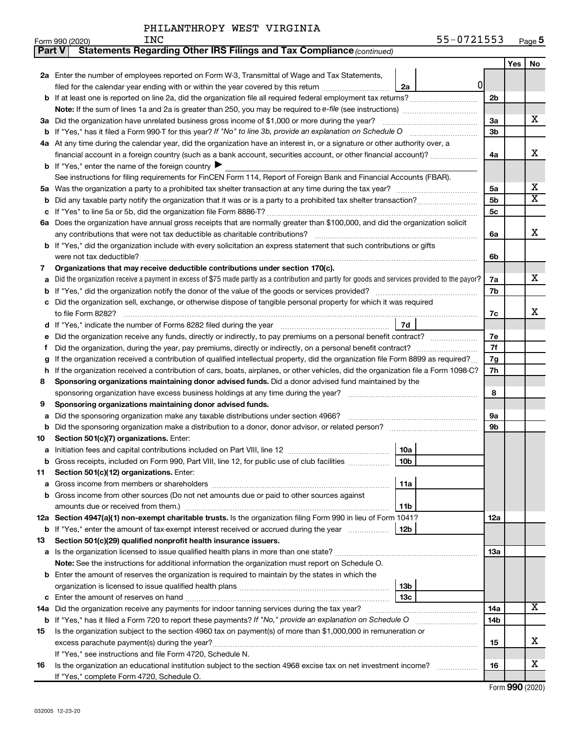PHILANTHROPY WEST VIRGINIA INC 55-0721553

Form 990 (2020)

## Part V Statements Regarding Other IRS Filings and Tax Compliance *(continued)*

| | | | | Yes | No |
|---|---|---|---|---|---|
| 2a | Enter the number of employees reported on Form W-3, Transmittal of Wage and Tax Statements, filed for the calendar year ending with or within the year covered by this return | 2a 0 | | | |
| b | If at least one is reported on line 2a, did the organization file all required federal employment tax returns? | | 2b | | |
| | **Note:** If the sum of lines 1a and 2a is greater than 250, you may be required to *e-file* (see instructions) | | | | |
| 3a | Did the organization have unrelated business gross income of $1,000 or more during the year? | | 3a | | X |
| b | If "Yes," has it filed a Form 990-T for this year? *If "No" to line 3b, provide an explanation on Schedule O* | | 3b | | |
| 4a | At any time during the calendar year, did the organization have an interest in, or a signature or other authority over, a financial account in a foreign country (such as a bank account, securities account, or other financial account)? | | 4a | | X |
| b | If "Yes," enter the name of the foreign country ▶ | | | | |
| | See instructions for filing requirements for FinCEN Form 114, Report of Foreign Bank and Financial Accounts (FBAR). | | | | |
| 5a | Was the organization a party to a prohibited tax shelter transaction at any time during the tax year? | | 5a | | X |
| b | Did any taxable party notify the organization that it was or is a party to a prohibited tax shelter transaction? | | 5b | | X |
| c | If "Yes" to line 5a or 5b, did the organization file Form 8886-T? | | 5c | | |
| 6a | Does the organization have annual gross receipts that are normally greater than $100,000, and did the organization solicit any contributions that were not tax deductible as charitable contributions? | | 6a | | X |
| b | If "Yes," did the organization include with every solicitation an express statement that such contributions or gifts were not tax deductible? | | 6b | | |
| 7 | **Organizations that may receive deductible contributions under section 170(c).** | | | | |
| a | Did the organization receive a payment in excess of $75 made partly as a contribution and partly for goods and services provided to the payor? | | 7a | | X |
| b | If "Yes," did the organization notify the donor of the value of the goods or services provided? | | 7b | | |
| c | Did the organization sell, exchange, or otherwise dispose of tangible personal property for which it was required to file Form 8282? | | 7c | | X |
| d | If "Yes," indicate the number of Forms 8282 filed during the year | 7d | | | |
| e | Did the organization receive any funds, directly or indirectly, to pay premiums on a personal benefit contract? | | 7e | | |
| f | Did the organization, during the year, pay premiums, directly or indirectly, on a personal benefit contract? | | 7f | | |
| g | If the organization received a contribution of qualified intellectual property, did the organization file Form 8899 as required? | | 7g | | |
| h | If the organization received a contribution of cars, boats, airplanes, or other vehicles, did the organization file a Form 1098-C? | | 7h | | |
| 8 | **Sponsoring organizations maintaining donor advised funds.** Did a donor advised fund maintained by the sponsoring organization have excess business holdings at any time during the year? | | 8 | | |
| 9 | **Sponsoring organizations maintaining donor advised funds.** | | | | |
| a | Did the sponsoring organization make any taxable distributions under section 4966? | | 9a | | |
| b | Did the sponsoring organization make a distribution to a donor, donor advisor, or related person? | | 9b | | |
| 10 | **Section 501(c)(7) organizations.** Enter: | | | | |
| a | Initiation fees and capital contributions included on Part VIII, line 12 | 10a | | | |
| b | Gross receipts, included on Form 990, Part VIII, line 12, for public use of club facilities | 10b | | | |
| 11 | **Section 501(c)(12) organizations.** Enter: | | | | |
| a | Gross income from members or shareholders | 11a | | | |
| b | Gross income from other sources (Do not net amounts due or paid to other sources against amounts due or received from them.) | 11b | | | |
| 12a | **Section 4947(a)(1) non-exempt charitable trusts.** Is the organization filing Form 990 in lieu of Form 1041? | | 12a | | |
| b | If "Yes," enter the amount of tax-exempt interest received or accrued during the year | 12b | | | |
| 13 | **Section 501(c)(29) qualified nonprofit health insurance issuers.** | | | | |
| a | Is the organization licensed to issue qualified health plans in more than one state? | | 13a | | |
| | **Note:** See the instructions for additional information the organization must report on Schedule O. | | | | |
| b | Enter the amount of reserves the organization is required to maintain by the states in which the organization is licensed to issue qualified health plans | 13b | | | |
| c | Enter the amount of reserves on hand | 13c | | | |
| 14a | Did the organization receive any payments for indoor tanning services during the tax year? | | 14a | | X |
| b | If "Yes," has it filed a Form 720 to report these payments? *If "No," provide an explanation on Schedule O* | | 14b | | |
| 15 | Is the organization subject to the section 4960 tax on payment(s) of more than $1,000,000 in remuneration or excess parachute payment(s) during the year? | | 15 | | X |
| | If "Yes," see instructions and file Form 4720, Schedule N. | | | | |
| 16 | Is the organization an educational institution subject to the section 4968 excise tax on net investment income? | | 16 | | X |
| | If "Yes," complete Form 4720, Schedule O. | | | | |

Form **990** (2020)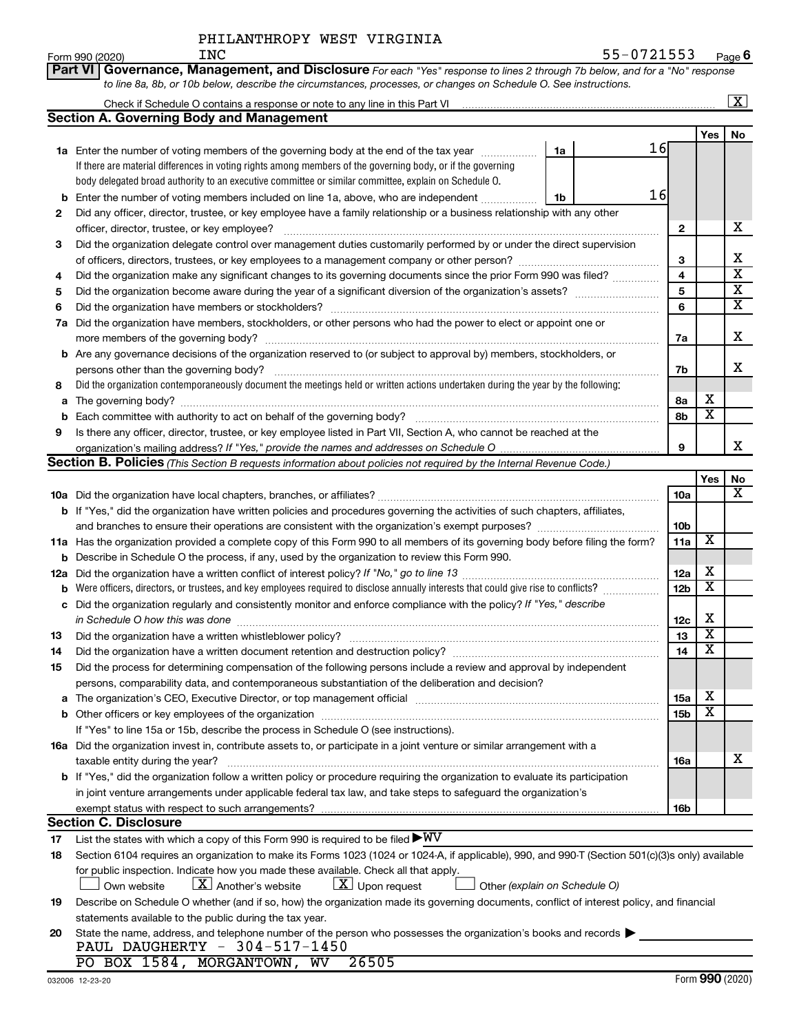PHILANTHROPY WEST VIRGINIA INC

Form 990 (2020) 55-0721553 Page **6**

**Part VI Governance, Management, and Disclosure** *For each "Yes" response to lines 2 through 7b below, and for a "No" response to line 8a, 8b, or 10b below, describe the circumstances, processes, or changes on Schedule O. See instructions.*

Check if Schedule O contains a response or note to any line in this Part VI ... [X]

## Section A. Governing Body and Management

| | | | | Yes | No |
|---|---|---|---|---|---|
| **1a** | Enter the number of voting members of the governing body at the end of the tax year ... **1a** 16 If there are material differences in voting rights among members of the governing body, or if the governing body delegated broad authority to an executive committee or similar committee, explain on Schedule O. | | | | |
| **b** | Enter the number of voting members included on line 1a, above, who are independent ... **1b** 16 | | | | |
| **2** | Did any officer, director, trustee, or key employee have a family relationship or a business relationship with any other officer, director, trustee, or key employee? | **2** | | | X |
| **3** | Did the organization delegate control over management duties customarily performed by or under the direct supervision of officers, directors, trustees, or key employees to a management company or other person? | **3** | | | X |
| **4** | Did the organization make any significant changes to its governing documents since the prior Form 990 was filed? | **4** | | | X |
| **5** | Did the organization become aware during the year of a significant diversion of the organization's assets? | **5** | | | X |
| **6** | Did the organization have members or stockholders? | **6** | | | X |
| **7a** | Did the organization have members, stockholders, or other persons who had the power to elect or appoint one or more members of the governing body? | **7a** | | | X |
| **b** | Are any governance decisions of the organization reserved to (or subject to approval by) members, stockholders, or persons other than the governing body? | **7b** | | | X |
| **8** | Did the organization contemporaneously document the meetings held or written actions undertaken during the year by the following: | | | | |
| **a** | The governing body? | **8a** | | X | |
| **b** | Each committee with authority to act on behalf of the governing body? | **8b** | | X | |
| **9** | Is there any officer, director, trustee, or key employee listed in Part VII, Section A, who cannot be reached at the organization's mailing address? *If "Yes," provide the names and addresses on Schedule O* | **9** | | | X |

## Section B. Policies *(This Section B requests information about policies not required by the Internal Revenue Code.)*

| | | | Yes | No |
|---|---|---|---|---|
| **10a** | Did the organization have local chapters, branches, or affiliates? | **10a** | | X |
| **b** | If "Yes," did the organization have written policies and procedures governing the activities of such chapters, affiliates, and branches to ensure their operations are consistent with the organization's exempt purposes? | **10b** | | |
| **11a** | Has the organization provided a complete copy of this Form 990 to all members of its governing body before filing the form? | **11a** | X | |
| **b** | Describe in Schedule O the process, if any, used by the organization to review this Form 990. | | | |
| **12a** | Did the organization have a written conflict of interest policy? *If "No," go to line 13* | **12a** | X | |
| **b** | Were officers, directors, or trustees, and key employees required to disclose annually interests that could give rise to conflicts? | **12b** | X | |
| **c** | Did the organization regularly and consistently monitor and enforce compliance with the policy? *If "Yes," describe in Schedule O how this was done* | **12c** | X | |
| **13** | Did the organization have a written whistleblower policy? | **13** | X | |
| **14** | Did the organization have a written document retention and destruction policy? | **14** | X | |
| **15** | Did the process for determining compensation of the following persons include a review and approval by independent persons, comparability data, and contemporaneous substantiation of the deliberation and decision? | | | |
| **a** | The organization's CEO, Executive Director, or top management official | **15a** | X | |
| **b** | Other officers or key employees of the organization | **15b** | X | |
| | If "Yes" to line 15a or 15b, describe the process in Schedule O (see instructions). | | | |
| **16a** | Did the organization invest in, contribute assets to, or participate in a joint venture or similar arrangement with a taxable entity during the year? | **16a** | | X |
| **b** | If "Yes," did the organization follow a written policy or procedure requiring the organization to evaluate its participation in joint venture arrangements under applicable federal tax law, and take steps to safeguard the organization's exempt status with respect to such arrangements? | **16b** | | |

## Section C. Disclosure

**17** List the states with which a copy of this Form 990 is required to be filed ▶WV

**18** Section 6104 requires an organization to make its Forms 1023 (1024 or 1024-A, if applicable), 990, and 990-T (Section 501(c)(3)s only) available for public inspection. Indicate how you made these available. Check all that apply.

[ ] Own website [X] Another's website [X] Upon request [ ] Other *(explain on Schedule O)*

**19** Describe on Schedule O whether (and if so, how) the organization made its governing documents, conflict of interest policy, and financial statements available to the public during the tax year.

**20** State the name, address, and telephone number of the person who possesses the organization's books and records ▶

PAUL DAUGHERTY - 304-517-1450
PO BOX 1584, MORGANTOWN, WV 26505

032006 12-23-20 Form **990** (2020)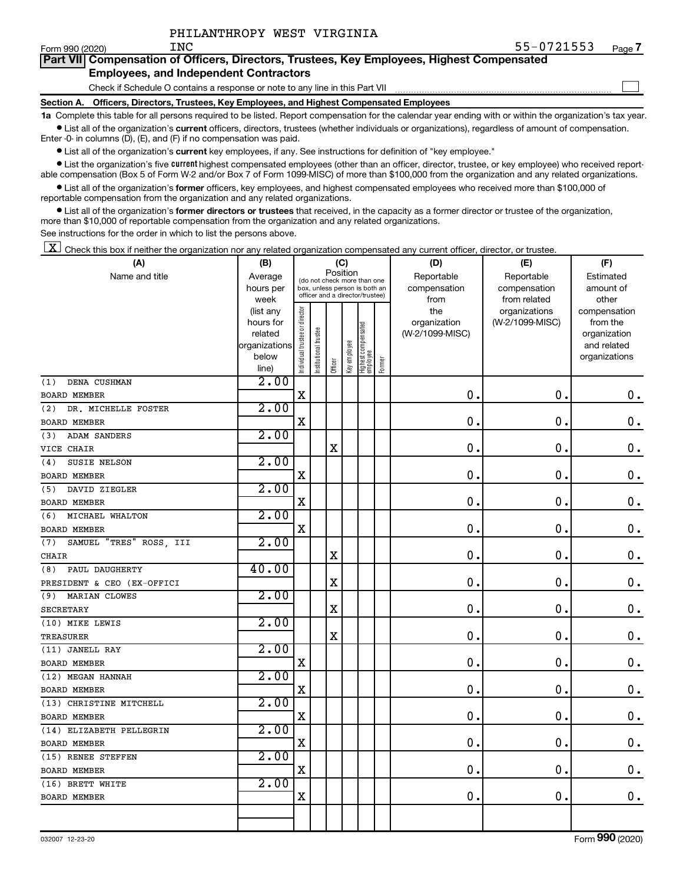PHILANTHROPY WEST VIRGINIA INC 55-0721553

## Part VII Compensation of Officers, Directors, Trustees, Key Employees, Highest Compensated Employees, and Independent Contractors

Check if Schedule O contains a response or note to any line in this Part VII

**Section A. Officers, Directors, Trustees, Key Employees, and Highest Compensated Employees**

**1a** Complete this table for all persons required to be listed. Report compensation for the calendar year ending with or within the organization's tax year.

- List all of the organization's **current** officers, directors, trustees (whether individuals or organizations), regardless of amount of compensation. Enter -0- in columns (D), (E), and (F) if no compensation was paid.
- List all of the organization's **current** key employees, if any. See instructions for definition of "key employee."
- List the organization's five **current** highest compensated employees (other than an officer, director, trustee, or key employee) who received reportable compensation (Box 5 of Form W-2 and/or Box 7 of Form 1099-MISC) of more than $100,000 from the organization and any related organizations.
- List all of the organization's **former** officers, key employees, and highest compensated employees who received more than $100,000 of reportable compensation from the organization and any related organizations.
- List all of the organization's **former directors or trustees** that received, in the capacity as a former director or trustee of the organization, more than $10,000 of reportable compensation from the organization and any related organizations.

See instructions for the order in which to list the persons above.

[X] Check this box if neither the organization nor any related organization compensated any current officer, director, or trustee.

| (A) Name and title | (B) Average hours per week (list any hours for related organizations below line) | (C) Position: Individual trustee or director | Institutional trustee | Officer | Key employee | Highest compensated employee | Former | (D) Reportable compensation from the organization (W-2/1099-MISC) | (E) Reportable compensation from related organizations (W-2/1099-MISC) | (F) Estimated amount of other compensation from the organization and related organizations |
|---|---|---|---|---|---|---|---|---|---|---|
| (1) DENA CUSHMAN<br>BOARD MEMBER | 2.00 | X | | | | | | 0. | 0. | 0. |
| (2) DR. MICHELLE FOSTER<br>BOARD MEMBER | 2.00 | X | | | | | | 0. | 0. | 0. |
| (3) ADAM SANDERS<br>VICE CHAIR | 2.00 | | | X | | | | 0. | 0. | 0. |
| (4) SUSIE NELSON<br>BOARD MEMBER | 2.00 | X | | | | | | 0. | 0. | 0. |
| (5) DAVID ZIEGLER<br>BOARD MEMBER | 2.00 | X | | | | | | 0. | 0. | 0. |
| (6) MICHAEL WHALTON<br>BOARD MEMBER | 2.00 | X | | | | | | 0. | 0. | 0. |
| (7) SAMUEL "TRES" ROSS, III<br>CHAIR | 2.00 | | | X | | | | 0. | 0. | 0. |
| (8) PAUL DAUGHERTY<br>PRESIDENT & CEO (EX-OFFICI | 40.00 | | | X | | | | 0. | 0. | 0. |
| (9) MARIAN CLOWES<br>SECRETARY | 2.00 | | | X | | | | 0. | 0. | 0. |
| (10) MIKE LEWIS<br>TREASURER | 2.00 | | | X | | | | 0. | 0. | 0. |
| (11) JANELL RAY<br>BOARD MEMBER | 2.00 | X | | | | | | 0. | 0. | 0. |
| (12) MEGAN HANNAH<br>BOARD MEMBER | 2.00 | X | | | | | | 0. | 0. | 0. |
| (13) CHRISTINE MITCHELL<br>BOARD MEMBER | 2.00 | X | | | | | | 0. | 0. | 0. |
| (14) ELIZABETH PELLEGRIN<br>BOARD MEMBER | 2.00 | X | | | | | | 0. | 0. | 0. |
| (15) RENEE STEFFEN<br>BOARD MEMBER | 2.00 | X | | | | | | 0. | 0. | 0. |
| (16) BRETT WHITE<br>BOARD MEMBER | 2.00 | X | | | | | | 0. | 0. | 0. |

032007 12-23-20 Form 990 (2020)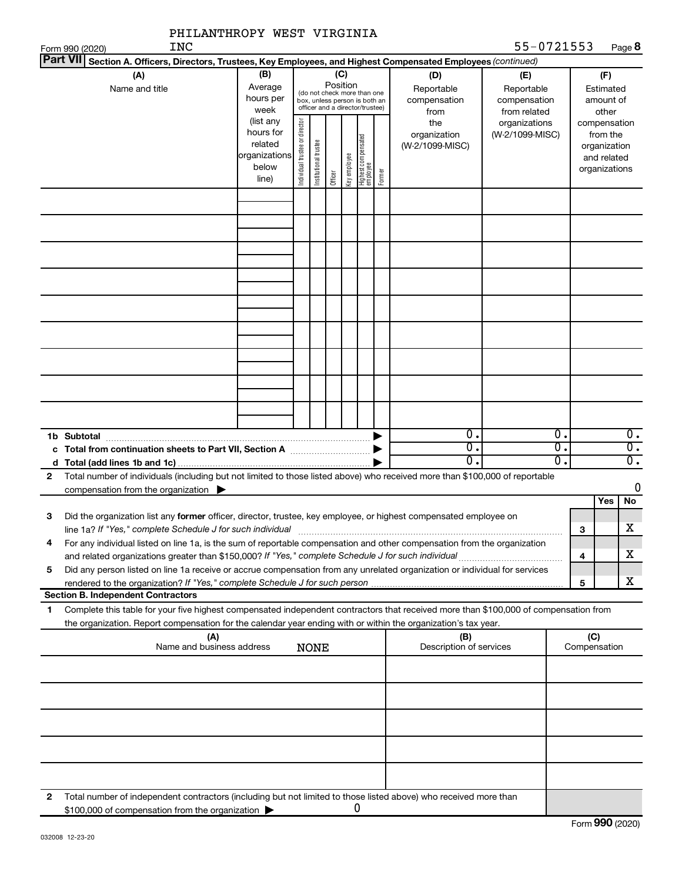PHILANTHROPY WEST VIRGINIA INC

Form 990 (2020) 55-0721553 Page 8

**Part VII Section A. Officers, Directors, Trustees, Key Employees, and Highest Compensated Employees** *(continued)*

| (A) Name and title | (B) Average hours per week (list any hours for related organizations below line) | (C) Position: Individual trustee or director | Institutional trustee | Officer | Key employee | Highest compensated employee | Former | (D) Reportable compensation from the organization (W-2/1099-MISC) | (E) Reportable compensation from related organizations (W-2/1099-MISC) | (F) Estimated amount of other compensation from the organization and related organizations |
|---|---|---|---|---|---|---|---|---|---|---|
| | | | | | | | | | | |
| | | | | | | | | | | |
| | | | | | | | | | | |
| | | | | | | | | | | |
| | | | | | | | | | | |
| | | | | | | | | | | |
| | | | | | | | | | | |
| | | | | | | | | | | |
| | | | | | | | | | | |
| **1b Subtotal** | | | | | | | ▶ | 0. | 0. | 0. |
| **c Total from continuation sheets to Part VII, Section A** | | | | | | | ▶ | 0. | 0. | 0. |
| **d Total (add lines 1b and 1c)** | | | | | | | ▶ | 0. | 0. | 0. |

**2** Total number of individuals (including but not limited to those listed above) who received more than $100,000 of reportable compensation from the organization ▶ 0

| | | | Yes | No |
|---|---|---|---|---|
| **3** | Did the organization list any **former** officer, director, trustee, key employee, or highest compensated employee on line 1a? *If "Yes," complete Schedule J for such individual* | 3 | | X |
| **4** | For any individual listed on line 1a, is the sum of reportable compensation and other compensation from the organization and related organizations greater than $150,000? *If "Yes," complete Schedule J for such individual* | 4 | | X |
| **5** | Did any person listed on line 1a receive or accrue compensation from any unrelated organization or individual for services rendered to the organization? *If "Yes," complete Schedule J for such person* | 5 | | X |

**Section B. Independent Contractors**

**1** Complete this table for your five highest compensated independent contractors that received more than $100,000 of compensation from the organization. Report compensation for the calendar year ending with or within the organization's tax year.

| (A) Name and business address NONE | (B) Description of services | (C) Compensation |
|---|---|---|
| | | |
| | | |
| | | |
| | | |
| | | |

**2** Total number of independent contractors (including but not limited to those listed above) who received more than $100,000 of compensation from the organization ▶ 0

Form **990** (2020)

032008 12-23-20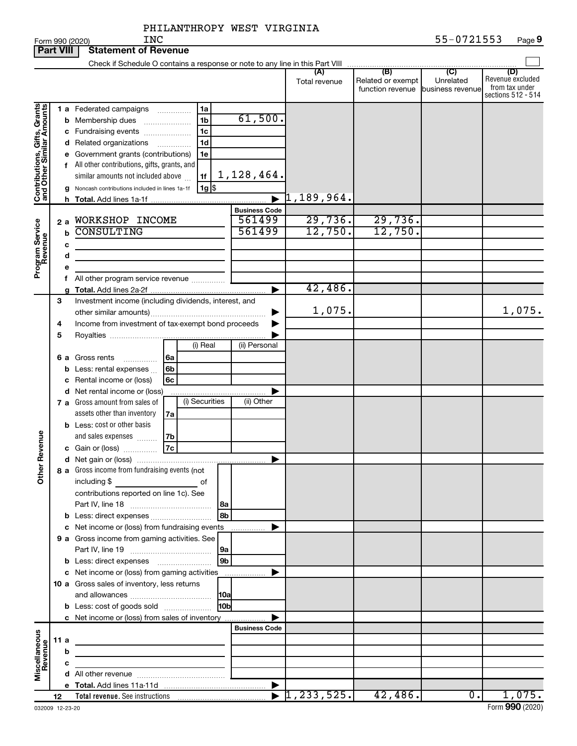PHILANTHROPY WEST VIRGINIA INC

Form 990 (2020) 55-0721553

## Part VIII Statement of Revenue

Check if Schedule O contains a response or note to any line in this Part VIII

| | | | | (A) Total revenue | (B) Related or exempt function revenue | (C) Unrelated business revenue | (D) Revenue excluded from tax under sections 512 - 514 |
|---|---|---|---|---|---|---|---|
| **Contributions, Gifts, Grants and Other Similar Amounts** | 1a Federated campaigns | 1a | | | | | |
| | b Membership dues | 1b | 61,500. | | | | |
| | c Fundraising events | 1c | | | | | |
| | d Related organizations | 1d | | | | | |
| | e Government grants (contributions) | 1e | | | | | |
| | f All other contributions, gifts, grants, and similar amounts not included above | 1f | 1,128,464. | | | | |
| | g Noncash contributions included in lines 1a-1f | 1g | $ | | | | |
| | h Total. Add lines 1a-1f | | | 1,189,964. | | | |
| **Program Service Revenue** | | | Business Code | | | | |
| | 2a WORKSHOP INCOME | | 561499 | 29,736. | 29,736. | | |
| | b CONSULTING | | 561499 | 12,750. | 12,750. | | |
| | c | | | | | | |
| | d | | | | | | |
| | e | | | | | | |
| | f All other program service revenue | | | | | | |
| | g Total. Add lines 2a-2f | | | 42,486. | | | |
| **Other Revenue** | 3 Investment income (including dividends, interest, and other similar amounts) | | | 1,075. | | | 1,075. |
| | 4 Income from investment of tax-exempt bond proceeds | | | | | | |
| | 5 Royalties | | | | | | |
| | | | (i) Real / (ii) Personal | | | | |
| | 6a Gross rents | 6a | | | | | |
| | b Less: rental expenses | 6b | | | | | |
| | c Rental income or (loss) | 6c | | | | | |
| | d Net rental income or (loss) | | | | | | |
| | | | (i) Securities / (ii) Other | | | | |
| | 7a Gross amount from sales of assets other than inventory | 7a | | | | | |
| | b Less: cost or other basis and sales expenses | 7b | | | | | |
| | c Gain or (loss) | 7c | | | | | |
| | d Net gain or (loss) | | | | | | |
| | 8a Gross income from fundraising events (not including $ of contributions reported on line 1c). See Part IV, line 18 | 8a | | | | | |
| | b Less: direct expenses | 8b | | | | | |
| | c Net income or (loss) from fundraising events | | | | | | |
| | 9a Gross income from gaming activities. See Part IV, line 19 | 9a | | | | | |
| | b Less: direct expenses | 9b | | | | | |
| | c Net income or (loss) from gaming activities | | | | | | |
| | 10a Gross sales of inventory, less returns and allowances | 10a | | | | | |
| | b Less: cost of goods sold | 10b | | | | | |
| | c Net income or (loss) from sales of inventory | | | | | | |
| **Miscellaneous Revenue** | | | Business Code | | | | |
| | 11a | | | | | | |
| | b | | | | | | |
| | c | | | | | | |
| | d All other revenue | | | | | | |
| | e Total. Add lines 11a-11d | | | | | | |
| | 12 Total revenue. See instructions | | | 1,233,525. | 42,486. | 0. | 1,075. |

032009 12-23-20

Form 990 (2020)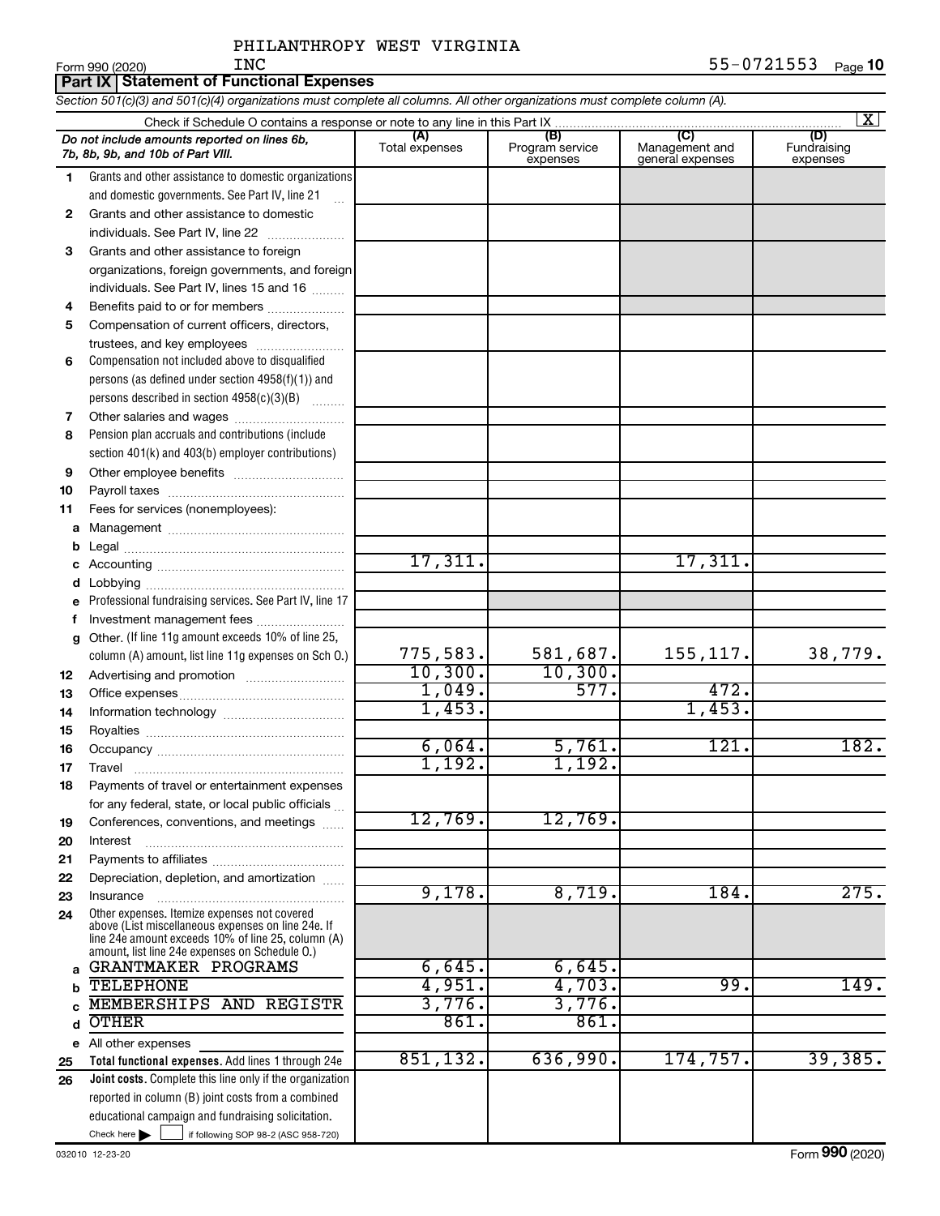PHILANTHROPY WEST VIRGINIA INC — 55-0721553

Form 990 (2020)

## Part IX Statement of Functional Expenses

*Section 501(c)(3) and 501(c)(4) organizations must complete all columns. All other organizations must complete column (A).*

Check if Schedule O contains a response or note to any line in this Part IX [X]

| | *Do not include amounts reported on lines 6b, 7b, 8b, 9b, and 10b of Part VIII.* | (A) Total expenses | (B) Program service expenses | (C) Management and general expenses | (D) Fundraising expenses |
|---|---|---|---|---|---|
| 1 | Grants and other assistance to domestic organizations and domestic governments. See Part IV, line 21 | | | | |
| 2 | Grants and other assistance to domestic individuals. See Part IV, line 22 | | | | |
| 3 | Grants and other assistance to foreign organizations, foreign governments, and foreign individuals. See Part IV, lines 15 and 16 | | | | |
| 4 | Benefits paid to or for members | | | | |
| 5 | Compensation of current officers, directors, trustees, and key employees | | | | |
| 6 | Compensation not included above to disqualified persons (as defined under section 4958(f)(1)) and persons described in section 4958(c)(3)(B) | | | | |
| 7 | Other salaries and wages | | | | |
| 8 | Pension plan accruals and contributions (include section 401(k) and 403(b) employer contributions) | | | | |
| 9 | Other employee benefits | | | | |
| 10 | Payroll taxes | | | | |
| 11 | Fees for services (nonemployees): | | | | |
| a | Management | | | | |
| b | Legal | | | | |
| c | Accounting | 17,311. | | 17,311. | |
| d | Lobbying | | | | |
| e | Professional fundraising services. See Part IV, line 17 | | | | |
| f | Investment management fees | | | | |
| g | Other. (If line 11g amount exceeds 10% of line 25, column (A) amount, list line 11g expenses on Sch O.) | 775,583. | 581,687. | 155,117. | 38,779. |
| 12 | Advertising and promotion | 10,300. | 10,300. | | |
| 13 | Office expenses | 1,049. | 577. | 472. | |
| 14 | Information technology | 1,453. | | 1,453. | |
| 15 | Royalties | | | | |
| 16 | Occupancy | 6,064. | 5,761. | 121. | 182. |
| 17 | Travel | 1,192. | 1,192. | | |
| 18 | Payments of travel or entertainment expenses for any federal, state, or local public officials | | | | |
| 19 | Conferences, conventions, and meetings | 12,769. | 12,769. | | |
| 20 | Interest | | | | |
| 21 | Payments to affiliates | | | | |
| 22 | Depreciation, depletion, and amortization | | | | |
| 23 | Insurance | 9,178. | 8,719. | 184. | 275. |
| 24 | Other expenses. Itemize expenses not covered above (List miscellaneous expenses on line 24e. If line 24e amount exceeds 10% of line 25, column (A) amount, list line 24e expenses on Schedule O.) | | | | |
| a | GRANTMAKER PROGRAMS | 6,645. | 6,645. | | |
| b | TELEPHONE | 4,951. | 4,703. | 99. | 149. |
| c | MEMBERSHIPS AND REGISTR | 3,776. | 3,776. | | |
| d | OTHER | 861. | 861. | | |
| e | All other expenses | | | | |
| 25 | **Total functional expenses.** Add lines 1 through 24e | 851,132. | 636,990. | 174,757. | 39,385. |
| 26 | **Joint costs.** Complete this line only if the organization reported in column (B) joint costs from a combined educational campaign and fundraising solicitation. Check here [ ] if following SOP 98-2 (ASC 958-720) | | | | |

032010 12-23-20 Form **990** (2020)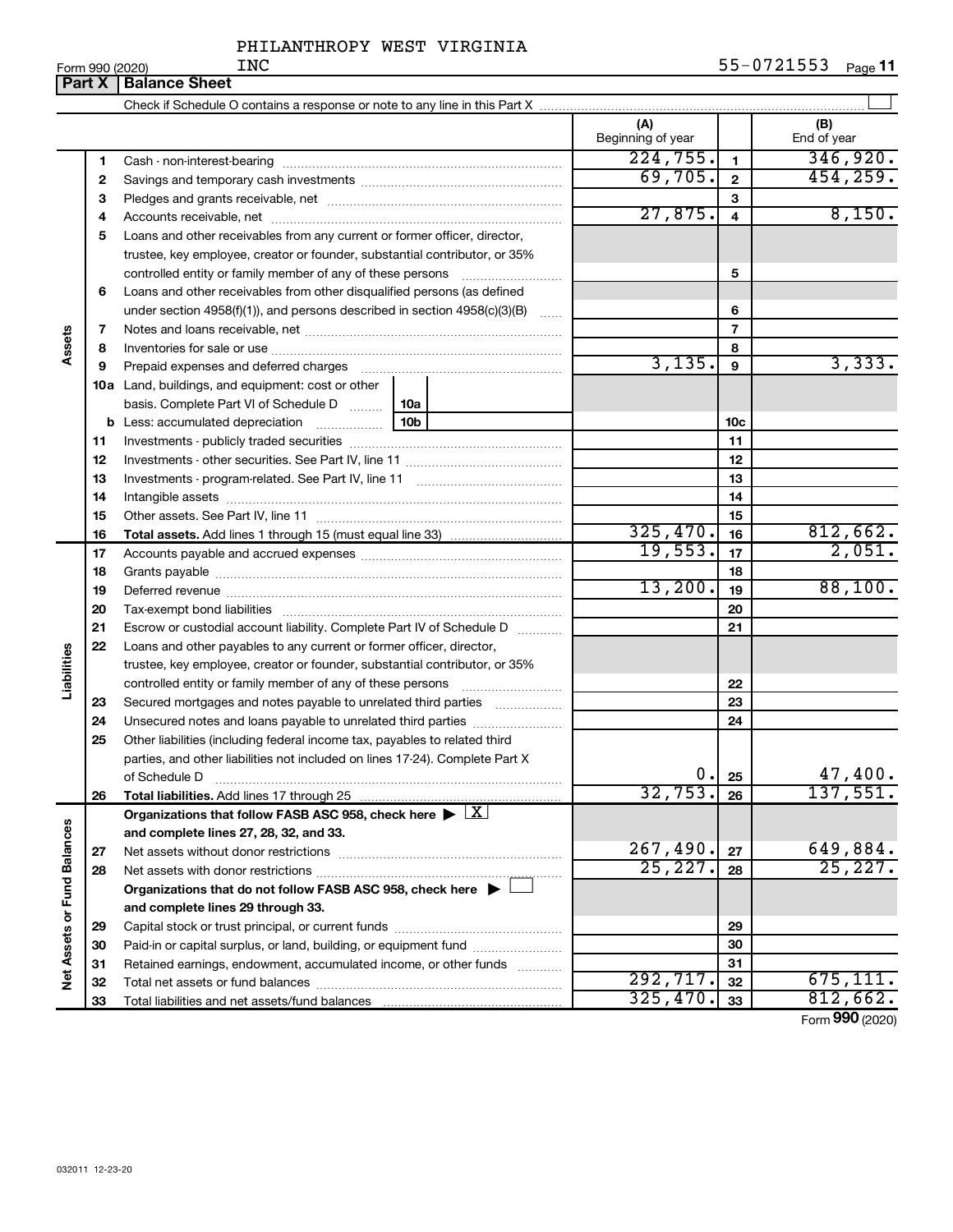PHILANTHROPY WEST VIRGINIA INC

Form 990 (2020) 55-0721553 Page 11

## Part X Balance Sheet

Check if Schedule O contains a response or note to any line in this Part X ☐

| | | | (A) Beginning of year | | (B) End of year |
|---|---|---|---|---|---|
| Assets | 1 | Cash - non-interest-bearing | 224,755. | 1 | 346,920. |
| | 2 | Savings and temporary cash investments | 69,705. | 2 | 454,259. |
| | 3 | Pledges and grants receivable, net | | 3 | |
| | 4 | Accounts receivable, net | 27,875. | 4 | 8,150. |
| | 5 | Loans and other receivables from any current or former officer, director, trustee, key employee, creator or founder, substantial contributor, or 35% controlled entity or family member of any of these persons | | 5 | |
| | 6 | Loans and other receivables from other disqualified persons (as defined under section 4958(f)(1)), and persons described in section 4958(c)(3)(B) | | 6 | |
| | 7 | Notes and loans receivable, net | | 7 | |
| | 8 | Inventories for sale or use | | 8 | |
| | 9 | Prepaid expenses and deferred charges | 3,135. | 9 | 3,333. |
| | 10a | Land, buildings, and equipment: cost or other basis. Complete Part VI of Schedule D 10a | | | |
| | b | Less: accumulated depreciation 10b | | 10c | |
| | 11 | Investments - publicly traded securities | | 11 | |
| | 12 | Investments - other securities. See Part IV, line 11 | | 12 | |
| | 13 | Investments - program-related. See Part IV, line 11 | | 13 | |
| | 14 | Intangible assets | | 14 | |
| | 15 | Other assets. See Part IV, line 11 | | 15 | |
| | 16 | **Total assets.** Add lines 1 through 15 (must equal line 33) | 325,470. | 16 | 812,662. |
| Liabilities | 17 | Accounts payable and accrued expenses | 19,553. | 17 | 2,051. |
| | 18 | Grants payable | | 18 | |
| | 19 | Deferred revenue | 13,200. | 19 | 88,100. |
| | 20 | Tax-exempt bond liabilities | | 20 | |
| | 21 | Escrow or custodial account liability. Complete Part IV of Schedule D | | 21 | |
| | 22 | Loans and other payables to any current or former officer, director, trustee, key employee, creator or founder, substantial contributor, or 35% controlled entity or family member of any of these persons | | 22 | |
| | 23 | Secured mortgages and notes payable to unrelated third parties | | 23 | |
| | 24 | Unsecured notes and loans payable to unrelated third parties | | 24 | |
| | 25 | Other liabilities (including federal income tax, payables to related third parties, and other liabilities not included on lines 17-24). Complete Part X of Schedule D | 0. | 25 | 47,400. |
| | 26 | **Total liabilities.** Add lines 17 through 25 | 32,753. | 26 | 137,551. |
| Net Assets or Fund Balances | | **Organizations that follow FASB ASC 958, check here ▶ ☒ and complete lines 27, 28, 32, and 33.** | | | |
| | 27 | Net assets without donor restrictions | 267,490. | 27 | 649,884. |
| | 28 | Net assets with donor restrictions | 25,227. | 28 | 25,227. |
| | | **Organizations that do not follow FASB ASC 958, check here ▶ ☐ and complete lines 29 through 33.** | | | |
| | 29 | Capital stock or trust principal, or current funds | | 29 | |
| | 30 | Paid-in or capital surplus, or land, building, or equipment fund | | 30 | |
| | 31 | Retained earnings, endowment, accumulated income, or other funds | | 31 | |
| | 32 | Total net assets or fund balances | 292,717. | 32 | 675,111. |
| | 33 | Total liabilities and net assets/fund balances | 325,470. | 33 | 812,662. |

Form 990 (2020)

032011 12-23-20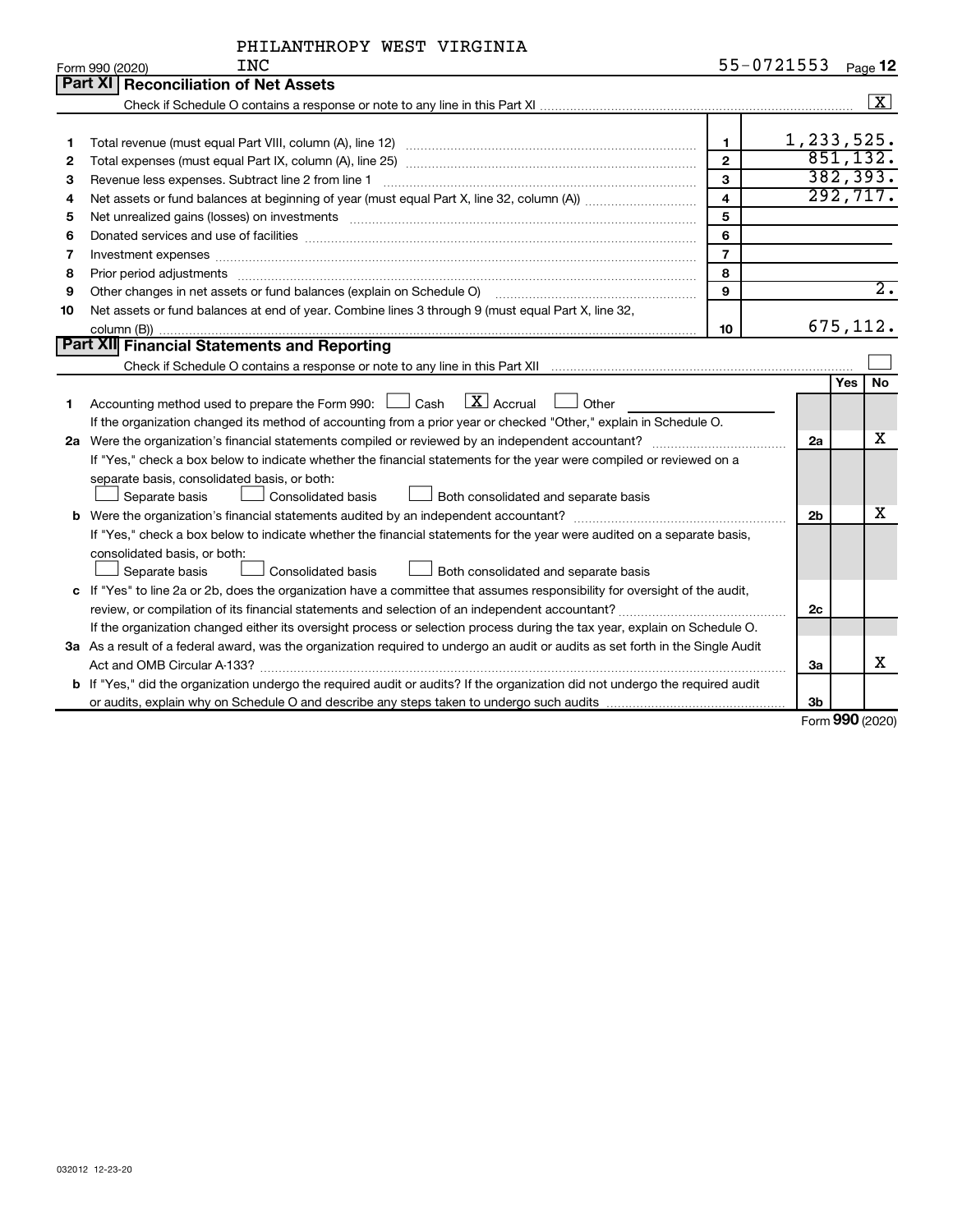PHILANTHROPY WEST VIRGINIA INC — 55-0721553

Form 990 (2020)

## Part XI Reconciliation of Net Assets

Check if Schedule O contains a response or note to any line in this Part XI ☒

| | | Line | Amount |
|---|---|---|---|
| 1 | Total revenue (must equal Part VIII, column (A), line 12) | 1 | 1,233,525. |
| 2 | Total expenses (must equal Part IX, column (A), line 25) | 2 | 851,132. |
| 3 | Revenue less expenses. Subtract line 2 from line 1 | 3 | 382,393. |
| 4 | Net assets or fund balances at beginning of year (must equal Part X, line 32, column (A)) | 4 | 292,717. |
| 5 | Net unrealized gains (losses) on investments | 5 | |
| 6 | Donated services and use of facilities | 6 | |
| 7 | Investment expenses | 7 | |
| 8 | Prior period adjustments | 8 | |
| 9 | Other changes in net assets or fund balances (explain on Schedule O) | 9 | 2. |
| 10 | Net assets or fund balances at end of year. Combine lines 3 through 9 (must equal Part X, line 32, column (B)) | 10 | 675,112. |

## Part XII Financial Statements and Reporting

Check if Schedule O contains a response or note to any line in this Part XII ☐

| | | | Yes | No |
|---|---|---|---|---|
| 1 | Accounting method used to prepare the Form 990: ☐ Cash ☒ Accrual ☐ Other | | | |
| | If the organization changed its method of accounting from a prior year or checked "Other," explain in Schedule O. | | | |
| 2a | Were the organization's financial statements compiled or reviewed by an independent accountant? | 2a | | X |
| | If "Yes," check a box below to indicate whether the financial statements for the year were compiled or reviewed on a separate basis, consolidated basis, or both: ☐ Separate basis ☐ Consolidated basis ☐ Both consolidated and separate basis | | | |
| b | Were the organization's financial statements audited by an independent accountant? | 2b | | X |
| | If "Yes," check a box below to indicate whether the financial statements for the year were audited on a separate basis, consolidated basis, or both: ☐ Separate basis ☐ Consolidated basis ☐ Both consolidated and separate basis | | | |
| c | If "Yes" to line 2a or 2b, does the organization have a committee that assumes responsibility for oversight of the audit, review, or compilation of its financial statements and selection of an independent accountant? | 2c | | |
| | If the organization changed either its oversight process or selection process during the tax year, explain on Schedule O. | | | |
| 3a | As a result of a federal award, was the organization required to undergo an audit or audits as set forth in the Single Audit Act and OMB Circular A-133? | 3a | | X |
| b | If "Yes," did the organization undergo the required audit or audits? If the organization did not undergo the required audit or audits, explain why on Schedule O and describe any steps taken to undergo such audits | 3b | | |

Form 990 (2020)

032012 12-23-20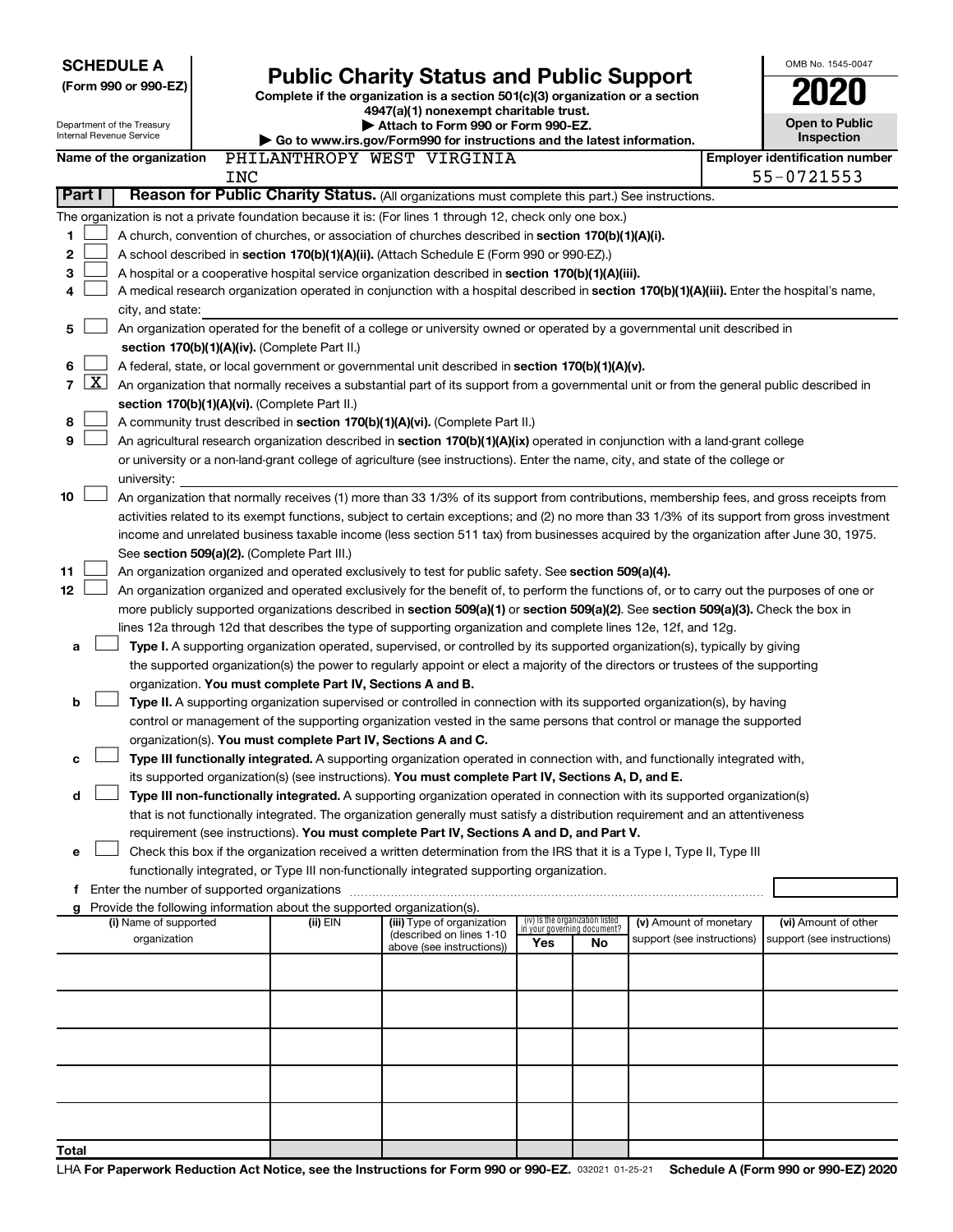**SCHEDULE A**
**(Form 990 or 990-EZ)**

Department of the Treasury
Internal Revenue Service

# Public Charity Status and Public Support

**Complete if the organization is a section 501(c)(3) organization or a section 4947(a)(1) nonexempt charitable trust.**
**▶ Attach to Form 990 or Form 990-EZ.**
**▶ Go to www.irs.gov/Form990 for instructions and the latest information.**

OMB No. 1545-0047
**2020**
**Open to Public Inspection**

**Name of the organization** PHILANTHROPY WEST VIRGINIA INC

**Employer identification number** 55-0721553

**Part I** **Reason for Public Charity Status.** (All organizations must complete this part.) See instructions.

The organization is not a private foundation because it is: (For lines 1 through 12, check only one box.)

1 ☐ A church, convention of churches, or association of churches described in **section 170(b)(1)(A)(i).**
2 ☐ A school described in **section 170(b)(1)(A)(ii).** (Attach Schedule E (Form 990 or 990-EZ).)
3 ☐ A hospital or a cooperative hospital service organization described in **section 170(b)(1)(A)(iii).**
4 ☐ A medical research organization operated in conjunction with a hospital described in **section 170(b)(1)(A)(iii).** Enter the hospital's name, city, and state:
5 ☐ An organization operated for the benefit of a college or university owned or operated by a governmental unit described in **section 170(b)(1)(A)(iv).** (Complete Part II.)
6 ☐ A federal, state, or local government or governmental unit described in **section 170(b)(1)(A)(v).**
7 ☒ An organization that normally receives a substantial part of its support from a governmental unit or from the general public described in **section 170(b)(1)(A)(vi).** (Complete Part II.)
8 ☐ A community trust described in **section 170(b)(1)(A)(vi).** (Complete Part II.)
9 ☐ An agricultural research organization described in **section 170(b)(1)(A)(ix)** operated in conjunction with a land-grant college or university or a non-land-grant college of agriculture (see instructions). Enter the name, city, and state of the college or university:
10 ☐ An organization that normally receives (1) more than 33 1/3% of its support from contributions, membership fees, and gross receipts from activities related to its exempt functions, subject to certain exceptions; and (2) no more than 33 1/3% of its support from gross investment income and unrelated business taxable income (less section 511 tax) from businesses acquired by the organization after June 30, 1975. See **section 509(a)(2).** (Complete Part III.)
11 ☐ An organization organized and operated exclusively to test for public safety. See **section 509(a)(4).**
12 ☐ An organization organized and operated exclusively for the benefit of, to perform the functions of, or to carry out the purposes of one or more publicly supported organizations described in **section 509(a)(1)** or **section 509(a)(2).** See **section 509(a)(3).** Check the box in lines 12a through 12d that describes the type of supporting organization and complete lines 12e, 12f, and 12g.

a ☐ **Type I.** A supporting organization operated, supervised, or controlled by its supported organization(s), typically by giving the supported organization(s) the power to regularly appoint or elect a majority of the directors or trustees of the supporting organization. **You must complete Part IV, Sections A and B.**

b ☐ **Type II.** A supporting organization supervised or controlled in connection with its supported organization(s), by having control or management of the supporting organization vested in the same persons that control or manage the supported organization(s). **You must complete Part IV, Sections A and C.**

c ☐ **Type III functionally integrated.** A supporting organization operated in connection with, and functionally integrated with, its supported organization(s) (see instructions). **You must complete Part IV, Sections A, D, and E.**

d ☐ **Type III non-functionally integrated.** A supporting organization operated in connection with its supported organization(s) that is not functionally integrated. The organization generally must satisfy a distribution requirement and an attentiveness requirement (see instructions). **You must complete Part IV, Sections A and D, and Part V.**

e ☐ Check this box if the organization received a written determination from the IRS that it is a Type I, Type II, Type III functionally integrated, or Type III non-functionally integrated supporting organization.

f Enter the number of supported organizations

g Provide the following information about the supported organization(s).

| (i) Name of supported organization | (ii) EIN | (iii) Type of organization (described on lines 1-10 above (see instructions)) | (iv) Is the organization listed in your governing document? Yes | No | (v) Amount of monetary support (see instructions) | (vi) Amount of other support (see instructions) |
|---|---|---|---|---|---|---|
| | | | | | | |
| | | | | | | |
| | | | | | | |
| | | | | | | |
| | | | | | | |
| **Total** | | | | | | |

LHA **For Paperwork Reduction Act Notice, see the Instructions for Form 990 or 990-EZ.** 032021 01-25-21 **Schedule A (Form 990 or 990-EZ) 2020**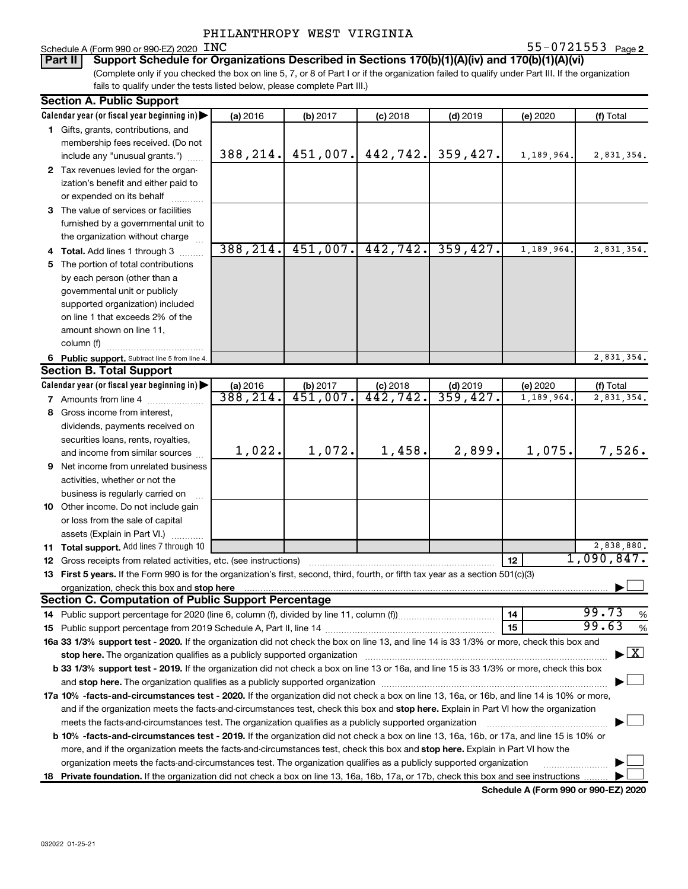PHILANTHROPY WEST VIRGINIA

Schedule A (Form 990 or 990-EZ) 2020 INC 55-0721553 Page 2

**Part II** **Support Schedule for Organizations Described in Sections 170(b)(1)(A)(iv) and 170(b)(1)(A)(vi)**

(Complete only if you checked the box on line 5, 7, or 8 of Part I or if the organization failed to qualify under Part III. If the organization fails to qualify under the tests listed below, please complete Part III.)

**Section A. Public Support**

| Calendar year (or fiscal year beginning in) ▶ | (a) 2016 | (b) 2017 | (c) 2018 | (d) 2019 | (e) 2020 | (f) Total |
|---|---|---|---|---|---|---|
| 1 Gifts, grants, contributions, and membership fees received. (Do not include any "unusual grants.") | 388,214. | 451,007. | 442,742. | 359,427. | 1,189,964. | 2,831,354. |
| 2 Tax revenues levied for the organization's benefit and either paid to or expended on its behalf | | | | | | |
| 3 The value of services or facilities furnished by a governmental unit to the organization without charge | | | | | | |
| 4 **Total.** Add lines 1 through 3 | 388,214. | 451,007. | 442,742. | 359,427. | 1,189,964. | 2,831,354. |
| 5 The portion of total contributions by each person (other than a governmental unit or publicly supported organization) included on line 1 that exceeds 2% of the amount shown on line 11, column (f) | | | | | | |
| 6 **Public support.** Subtract line 5 from line 4. | | | | | | 2,831,354. |

**Section B. Total Support**

| Calendar year (or fiscal year beginning in) ▶ | (a) 2016 | (b) 2017 | (c) 2018 | (d) 2019 | (e) 2020 | (f) Total |
|---|---|---|---|---|---|---|
| 7 Amounts from line 4 | 388,214. | 451,007. | 442,742. | 359,427. | 1,189,964. | 2,831,354. |
| 8 Gross income from interest, dividends, payments received on securities loans, rents, royalties, and income from similar sources | 1,022. | 1,072. | 1,458. | 2,899. | 1,075. | 7,526. |
| 9 Net income from unrelated business activities, whether or not the business is regularly carried on | | | | | | |
| 10 Other income. Do not include gain or loss from the sale of capital assets (Explain in Part VI.) | | | | | | |
| 11 **Total support.** Add lines 7 through 10 | | | | | | 2,838,880. |

12 Gross receipts from related activities, etc. (see instructions) | 12 | 1,090,847.

13 **First 5 years.** If the Form 990 is for the organization's first, second, third, fourth, or fifth tax year as a section 501(c)(3) organization, check this box and **stop here** ☐

**Section C. Computation of Public Support Percentage**

14 Public support percentage for 2020 (line 6, column (f), divided by line 11, column (f)) | 14 | 99.73 %

15 Public support percentage from 2019 Schedule A, Part II, line 14 | 15 | 99.63 %

**16a 33 1/3% support test - 2020.** If the organization did not check the box on line 13, and line 14 is 33 1/3% or more, check this box and **stop here.** The organization qualifies as a publicly supported organization ☒

**b 33 1/3% support test - 2019.** If the organization did not check a box on line 13 or 16a, and line 15 is 33 1/3% or more, check this box and **stop here.** The organization qualifies as a publicly supported organization ☐

**17a 10% -facts-and-circumstances test - 2020.** If the organization did not check a box on line 13, 16a, or 16b, and line 14 is 10% or more, and if the organization meets the facts-and-circumstances test, check this box and **stop here.** Explain in Part VI how the organization meets the facts-and-circumstances test. The organization qualifies as a publicly supported organization ☐

**b 10% -facts-and-circumstances test - 2019.** If the organization did not check a box on line 13, 16a, 16b, or 17a, and line 15 is 10% or more, and if the organization meets the facts-and-circumstances test, check this box and **stop here.** Explain in Part VI how the organization meets the facts-and-circumstances test. The organization qualifies as a publicly supported organization ☐

**18 Private foundation.** If the organization did not check a box on line 13, 16a, 16b, 17a, or 17b, check this box and see instructions ☐

**Schedule A (Form 990 or 990-EZ) 2020**

032022 01-25-21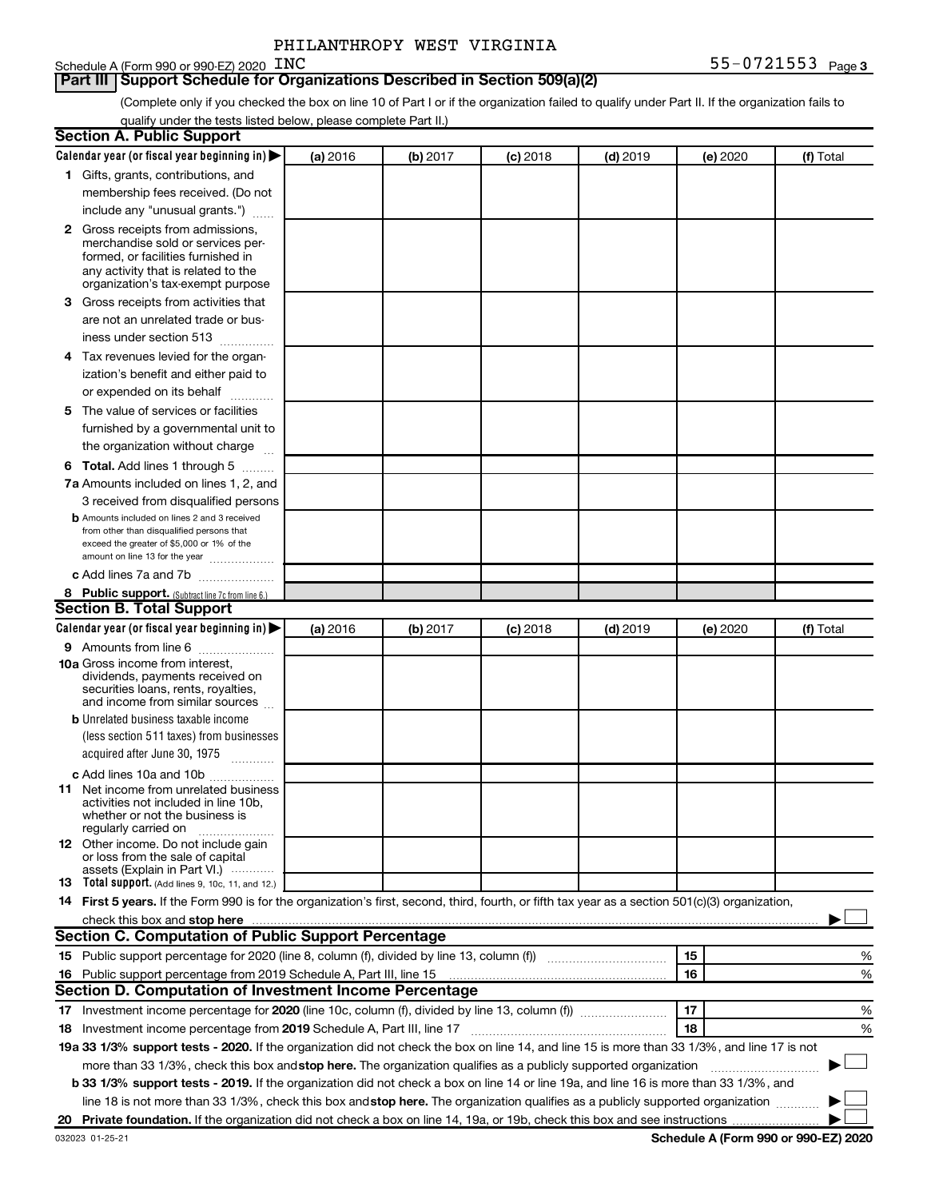PHILANTHROPY WEST VIRGINIA

Schedule A (Form 990 or 990-EZ) 2020 INC 55-0721553 Page 3

**Part III | Support Schedule for Organizations Described in Section 509(a)(2)**

(Complete only if you checked the box on line 10 of Part I or if the organization failed to qualify under Part II. If the organization fails to qualify under the tests listed below, please complete Part II.)

**Section A. Public Support**

| Calendar year (or fiscal year beginning in) ▶ | (a) 2016 | (b) 2017 | (c) 2018 | (d) 2019 | (e) 2020 | (f) Total |
|---|---|---|---|---|---|---|
| **1** Gifts, grants, contributions, and membership fees received. (Do not include any "unusual grants.") | | | | | | |
| **2** Gross receipts from admissions, merchandise sold or services performed, or facilities furnished in any activity that is related to the organization's tax-exempt purpose | | | | | | |
| **3** Gross receipts from activities that are not an unrelated trade or business under section 513 | | | | | | |
| **4** Tax revenues levied for the organization's benefit and either paid to or expended on its behalf | | | | | | |
| **5** The value of services or facilities furnished by a governmental unit to the organization without charge | | | | | | |
| **6 Total.** Add lines 1 through 5 | | | | | | |
| **7a** Amounts included on lines 1, 2, and 3 received from disqualified persons | | | | | | |
| **b** Amounts included on lines 2 and 3 received from other than disqualified persons that exceed the greater of $5,000 or 1% of the amount on line 13 for the year | | | | | | |
| **c** Add lines 7a and 7b | | | | | | |
| **8 Public support.** (Subtract line 7c from line 6.) | | | | | | |

**Section B. Total Support**

| Calendar year (or fiscal year beginning in) ▶ | (a) 2016 | (b) 2017 | (c) 2018 | (d) 2019 | (e) 2020 | (f) Total |
|---|---|---|---|---|---|---|
| **9** Amounts from line 6 | | | | | | |
| **10a** Gross income from interest, dividends, payments received on securities loans, rents, royalties, and income from similar sources | | | | | | |
| **b** Unrelated business taxable income (less section 511 taxes) from businesses acquired after June 30, 1975 | | | | | | |
| **c** Add lines 10a and 10b | | | | | | |
| **11** Net income from unrelated business activities not included in line 10b, whether or not the business is regularly carried on | | | | | | |
| **12** Other income. Do not include gain or loss from the sale of capital assets (Explain in Part VI.) | | | | | | |
| **13 Total support.** (Add lines 9, 10c, 11, and 12.) | | | | | | |

**14 First 5 years.** If the Form 990 is for the organization's first, second, third, fourth, or fifth tax year as a section 501(c)(3) organization, check this box and **stop here** ▶ ☐

**Section C. Computation of Public Support Percentage**

| | | | |
|---|---|---|---|
| **15** | Public support percentage for 2020 (line 8, column (f), divided by line 13, column (f)) | 15 | % |
| **16** | Public support percentage from 2019 Schedule A, Part III, line 15 | 16 | % |

**Section D. Computation of Investment Income Percentage**

| | | | |
|---|---|---|---|
| **17** | Investment income percentage for **2020** (line 10c, column (f), divided by line 13, column (f)) | 17 | % |
| **18** | Investment income percentage from **2019** Schedule A, Part III, line 17 | 18 | % |

**19a 33 1/3% support tests - 2020.** If the organization did not check the box on line 14, and line 15 is more than 33 1/3%, and line 17 is not more than 33 1/3%, check this box and **stop here.** The organization qualifies as a publicly supported organization ▶ ☐

**b 33 1/3% support tests - 2019.** If the organization did not check a box on line 14 or line 19a, and line 16 is more than 33 1/3%, and line 18 is not more than 33 1/3%, check this box and **stop here.** The organization qualifies as a publicly supported organization ▶ ☐

**20 Private foundation.** If the organization did not check a box on line 14, 19a, or 19b, check this box and see instructions ▶ ☐

032023 01-25-21 **Schedule A (Form 990 or 990-EZ) 2020**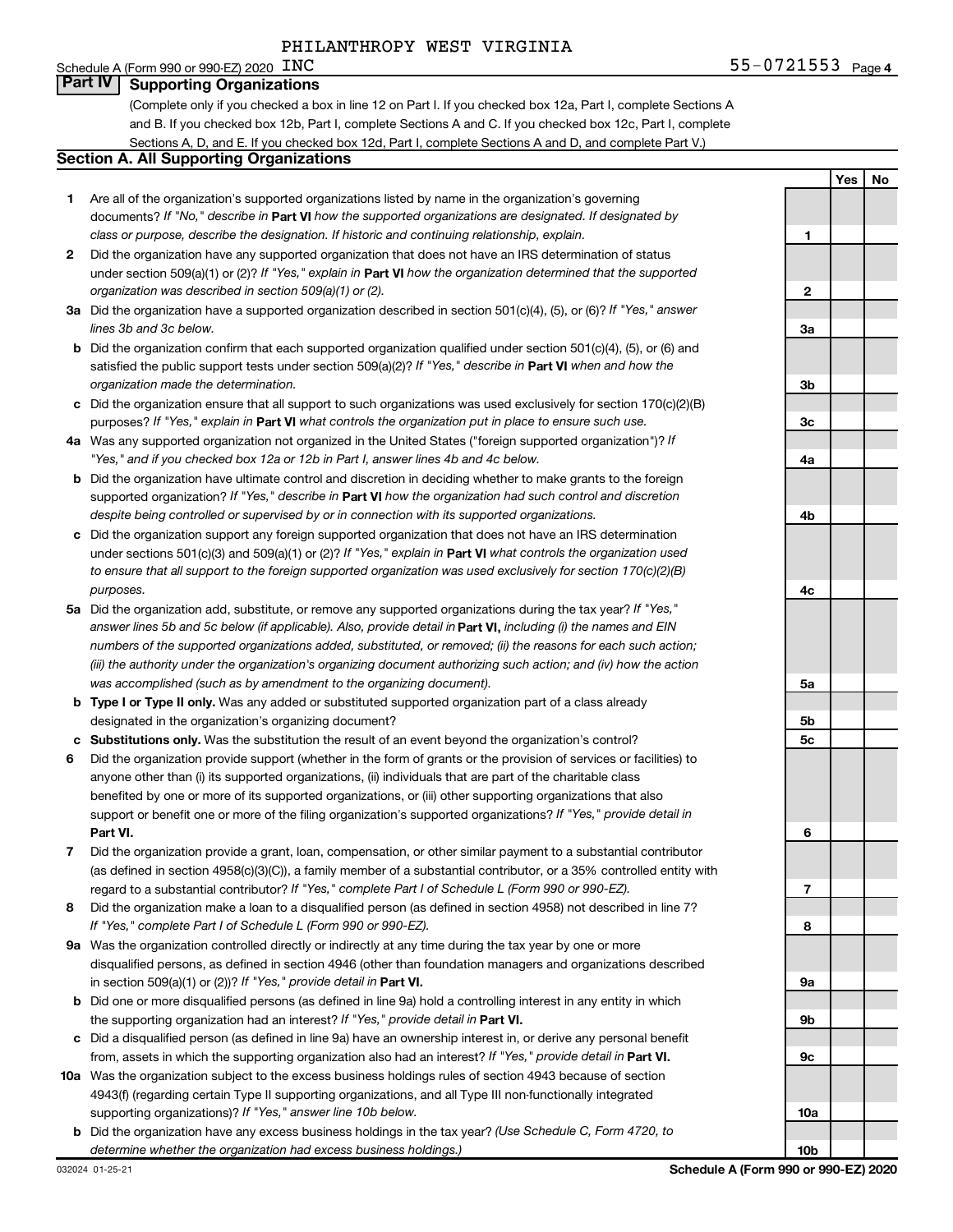PHILANTHROPY WEST VIRGINIA

Schedule A (Form 990 or 990-EZ) 2020 INC 55-0721553 Page 4

## Part IV Supporting Organizations

(Complete only if you checked a box in line 12 on Part I. If you checked box 12a, Part I, complete Sections A and B. If you checked box 12b, Part I, complete Sections A and C. If you checked box 12c, Part I, complete Sections A, D, and E. If you checked box 12d, Part I, complete Sections A and D, and complete Part V.)

### Section A. All Supporting Organizations

| | | | Yes | No |
|---|---|---|---|---|
| **1** | Are all of the organization's supported organizations listed by name in the organization's governing documents? *If "No," describe in* **Part VI** *how the supported organizations are designated. If designated by class or purpose, describe the designation. If historic and continuing relationship, explain.* | 1 | | |
| **2** | Did the organization have any supported organization that does not have an IRS determination of status under section 509(a)(1) or (2)? *If "Yes," explain in* **Part VI** *how the organization determined that the supported organization was described in section 509(a)(1) or (2).* | 2 | | |
| **3a** | Did the organization have a supported organization described in section 501(c)(4), (5), or (6)? *If "Yes," answer lines 3b and 3c below.* | 3a | | |
| **b** | Did the organization confirm that each supported organization qualified under section 501(c)(4), (5), or (6) and satisfied the public support tests under section 509(a)(2)? *If "Yes," describe in* **Part VI** *when and how the organization made the determination.* | 3b | | |
| **c** | Did the organization ensure that all support to such organizations was used exclusively for section 170(c)(2)(B) purposes? *If "Yes," explain in* **Part VI** *what controls the organization put in place to ensure such use.* | 3c | | |
| **4a** | Was any supported organization not organized in the United States ("foreign supported organization")? *If "Yes," and if you checked box 12a or 12b in Part I, answer lines 4b and 4c below.* | 4a | | |
| **b** | Did the organization have ultimate control and discretion in deciding whether to make grants to the foreign supported organization? *If "Yes," describe in* **Part VI** *how the organization had such control and discretion despite being controlled or supervised by or in connection with its supported organizations.* | 4b | | |
| **c** | Did the organization support any foreign supported organization that does not have an IRS determination under sections 501(c)(3) and 509(a)(1) or (2)? *If "Yes," explain in* **Part VI** *what controls the organization used to ensure that all support to the foreign supported organization was used exclusively for section 170(c)(2)(B) purposes.* | 4c | | |
| **5a** | Did the organization add, substitute, or remove any supported organizations during the tax year? *If "Yes," answer lines 5b and 5c below (if applicable). Also, provide detail in* **Part VI,** *including (i) the names and EIN numbers of the supported organizations added, substituted, or removed; (ii) the reasons for each such action; (iii) the authority under the organization's organizing document authorizing such action; and (iv) how the action was accomplished (such as by amendment to the organizing document).* | 5a | | |
| **b** | **Type I or Type II only.** Was any added or substituted supported organization part of a class already designated in the organization's organizing document? | 5b | | |
| **c** | **Substitutions only.** Was the substitution the result of an event beyond the organization's control? | 5c | | |
| **6** | Did the organization provide support (whether in the form of grants or the provision of services or facilities) to anyone other than (i) its supported organizations, (ii) individuals that are part of the charitable class benefited by one or more of its supported organizations, or (iii) other supporting organizations that also support or benefit one or more of the filing organization's supported organizations? *If "Yes," provide detail in* **Part VI.** | 6 | | |
| **7** | Did the organization provide a grant, loan, compensation, or other similar payment to a substantial contributor (as defined in section 4958(c)(3)(C)), a family member of a substantial contributor, or a 35% controlled entity with regard to a substantial contributor? *If "Yes," complete Part I of Schedule L (Form 990 or 990-EZ).* | 7 | | |
| **8** | Did the organization make a loan to a disqualified person (as defined in section 4958) not described in line 7? *If "Yes," complete Part I of Schedule L (Form 990 or 990-EZ).* | 8 | | |
| **9a** | Was the organization controlled directly or indirectly at any time during the tax year by one or more disqualified persons, as defined in section 4946 (other than foundation managers and organizations described in section 509(a)(1) or (2))? *If "Yes," provide detail in* **Part VI.** | 9a | | |
| **b** | Did one or more disqualified persons (as defined in line 9a) hold a controlling interest in any entity in which the supporting organization had an interest? *If "Yes," provide detail in* **Part VI.** | 9b | | |
| **c** | Did a disqualified person (as defined in line 9a) have an ownership interest in, or derive any personal benefit from, assets in which the supporting organization also had an interest? *If "Yes," provide detail in* **Part VI.** | 9c | | |
| **10a** | Was the organization subject to the excess business holdings rules of section 4943 because of section 4943(f) (regarding certain Type II supporting organizations, and all Type III non-functionally integrated supporting organizations)? *If "Yes," answer line 10b below.* | 10a | | |
| **b** | Did the organization have any excess business holdings in the tax year? *(Use Schedule C, Form 4720, to determine whether the organization had excess business holdings.)* | 10b | | |

032024 01-25-21 **Schedule A (Form 990 or 990-EZ) 2020**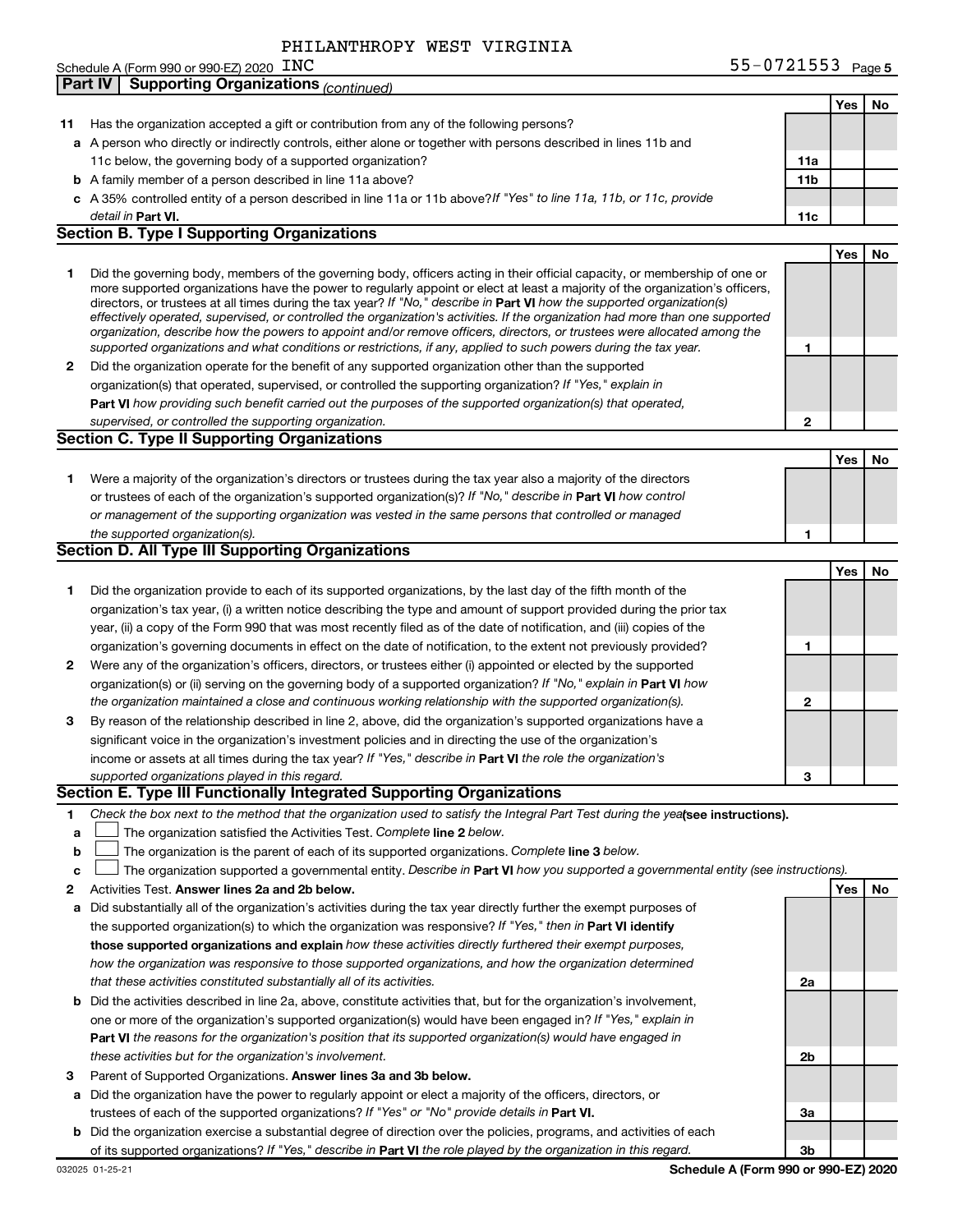PHILANTHROPY WEST VIRGINIA

Schedule A (Form 990 or 990-EZ) 2020 INC 55-0721553 Page 5

**Part IV | Supporting Organizations** *(continued)*

| | | | Yes | No |
|---|---|---|---|---|
| **11** | Has the organization accepted a gift or contribution from any of the following persons? | | | |
| **a** | A person who directly or indirectly controls, either alone or together with persons described in lines 11b and 11c below, the governing body of a supported organization? | **11a** | | |
| **b** | A family member of a person described in line 11a above? | **11b** | | |
| **c** | A 35% controlled entity of a person described in line 11a or 11b above? *If "Yes" to line 11a, 11b, or 11c, provide detail in* **Part VI.** | **11c** | | |

## Section B. Type I Supporting Organizations

| | | | Yes | No |
|---|---|---|---|---|
| **1** | Did the governing body, members of the governing body, officers acting in their official capacity, or membership of one or more supported organizations have the power to regularly appoint or elect at least a majority of the organization's officers, directors, or trustees at all times during the tax year? *If "No," describe in* **Part VI** *how the supported organization(s) effectively operated, supervised, or controlled the organization's activities. If the organization had more than one supported organization, describe how the powers to appoint and/or remove officers, directors, or trustees were allocated among the supported organizations and what conditions or restrictions, if any, applied to such powers during the tax year.* | **1** | | |
| **2** | Did the organization operate for the benefit of any supported organization other than the supported organization(s) that operated, supervised, or controlled the supporting organization? *If "Yes," explain in* **Part VI** *how providing such benefit carried out the purposes of the supported organization(s) that operated, supervised, or controlled the supporting organization.* | **2** | | |

## Section C. Type II Supporting Organizations

| | | | Yes | No |
|---|---|---|---|---|
| **1** | Were a majority of the organization's directors or trustees during the tax year also a majority of the directors or trustees of each of the organization's supported organization(s)? *If "No," describe in* **Part VI** *how control or management of the supporting organization was vested in the same persons that controlled or managed the supported organization(s).* | **1** | | |

## Section D. All Type III Supporting Organizations

| | | | Yes | No |
|---|---|---|---|---|
| **1** | Did the organization provide to each of its supported organizations, by the last day of the fifth month of the organization's tax year, (i) a written notice describing the type and amount of support provided during the prior tax year, (ii) a copy of the Form 990 that was most recently filed as of the date of notification, and (iii) copies of the organization's governing documents in effect on the date of notification, to the extent not previously provided? | **1** | | |
| **2** | Were any of the organization's officers, directors, or trustees either (i) appointed or elected by the supported organization(s) or (ii) serving on the governing body of a supported organization? *If "No," explain in* **Part VI** *how the organization maintained a close and continuous working relationship with the supported organization(s).* | **2** | | |
| **3** | By reason of the relationship described in line 2, above, did the organization's supported organizations have a significant voice in the organization's investment policies and in directing the use of the organization's income or assets at all times during the tax year? *If "Yes," describe in* **Part VI** *the role the organization's supported organizations played in this regard.* | **3** | | |

## Section E. Type III Functionally Integrated Supporting Organizations

**1** *Check the box next to the method that the organization used to satisfy the Integral Part Test during the year* **(see instructions).**

- **a** ☐ The organization satisfied the Activities Test. *Complete* **line 2** *below.*
- **b** ☐ The organization is the parent of each of its supported organizations. *Complete* **line 3** *below.*
- **c** ☐ The organization supported a governmental entity. *Describe in* **Part VI** *how you supported a governmental entity (see instructions).*

| | | | Yes | No |
|---|---|---|---|---|
| **2** | Activities Test. **Answer lines 2a and 2b below.** | | | |
| **a** | Did substantially all of the organization's activities during the tax year directly further the exempt purposes of the supported organization(s) to which the organization was responsive? *If "Yes," then in* **Part VI identify those supported organizations and explain** *how these activities directly furthered their exempt purposes, how the organization was responsive to those supported organizations, and how the organization determined that these activities constituted substantially all of its activities.* | **2a** | | |
| **b** | Did the activities described in line 2a, above, constitute activities that, but for the organization's involvement, one or more of the organization's supported organization(s) would have been engaged in? *If "Yes," explain in* **Part VI** *the reasons for the organization's position that its supported organization(s) would have engaged in these activities but for the organization's involvement.* | **2b** | | |
| **3** | Parent of Supported Organizations. **Answer lines 3a and 3b below.** | | | |
| **a** | Did the organization have the power to regularly appoint or elect a majority of the officers, directors, or trustees of each of the supported organizations? *If "Yes" or "No" provide details in* **Part VI.** | **3a** | | |
| **b** | Did the organization exercise a substantial degree of direction over the policies, programs, and activities of each of its supported organizations? *If "Yes," describe in* **Part VI** *the role played by the organization in this regard.* | **3b** | | |

032025 01-25-21 **Schedule A (Form 990 or 990-EZ) 2020**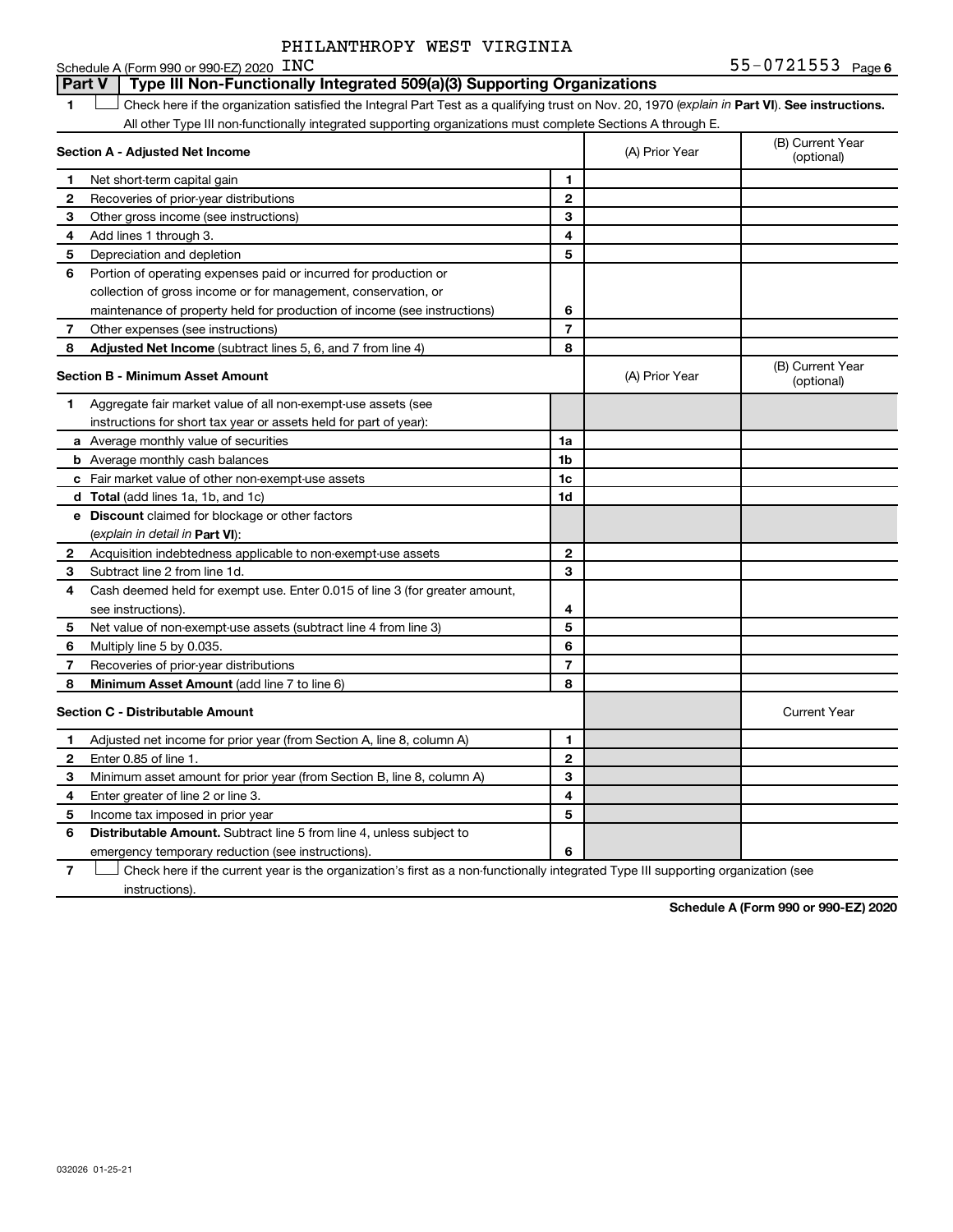PHILANTHROPY WEST VIRGINIA

Schedule A (Form 990 or 990-EZ) 2020 INC    55-0721553 Page 6

## Part V  Type III Non-Functionally Integrated 509(a)(3) Supporting Organizations

1 ☐ Check here if the organization satisfied the Integral Part Test as a qualifying trust on Nov. 20, 1970 (*explain in* **Part VI**). **See instructions.** All other Type III non-functionally integrated supporting organizations must complete Sections A through E.

| **Section A - Adjusted Net Income** | | (A) Prior Year | (B) Current Year (optional) |
|---|---|---|---|
| 1 Net short-term capital gain | 1 | | |
| 2 Recoveries of prior-year distributions | 2 | | |
| 3 Other gross income (see instructions) | 3 | | |
| 4 Add lines 1 through 3. | 4 | | |
| 5 Depreciation and depletion | 5 | | |
| 6 Portion of operating expenses paid or incurred for production or collection of gross income or for management, conservation, or maintenance of property held for production of income (see instructions) | 6 | | |
| 7 Other expenses (see instructions) | 7 | | |
| 8 **Adjusted Net Income** (subtract lines 5, 6, and 7 from line 4) | 8 | | |

| **Section B - Minimum Asset Amount** | | (A) Prior Year | (B) Current Year (optional) |
|---|---|---|---|
| 1 Aggregate fair market value of all non-exempt-use assets (see instructions for short tax year or assets held for part of year): | | | |
| a Average monthly value of securities | 1a | | |
| b Average monthly cash balances | 1b | | |
| c Fair market value of other non-exempt-use assets | 1c | | |
| d **Total** (add lines 1a, 1b, and 1c) | 1d | | |
| e **Discount** claimed for blockage or other factors (*explain in detail in* **Part VI**): | | | |
| 2 Acquisition indebtedness applicable to non-exempt-use assets | 2 | | |
| 3 Subtract line 2 from line 1d. | 3 | | |
| 4 Cash deemed held for exempt use. Enter 0.015 of line 3 (for greater amount, see instructions). | 4 | | |
| 5 Net value of non-exempt-use assets (subtract line 4 from line 3) | 5 | | |
| 6 Multiply line 5 by 0.035. | 6 | | |
| 7 Recoveries of prior-year distributions | 7 | | |
| 8 **Minimum Asset Amount** (add line 7 to line 6) | 8 | | |

| **Section C - Distributable Amount** | | | Current Year |
|---|---|---|---|
| 1 Adjusted net income for prior year (from Section A, line 8, column A) | 1 | | |
| 2 Enter 0.85 of line 1. | 2 | | |
| 3 Minimum asset amount for prior year (from Section B, line 8, column A) | 3 | | |
| 4 Enter greater of line 2 or line 3. | 4 | | |
| 5 Income tax imposed in prior year | 5 | | |
| 6 **Distributable Amount.** Subtract line 5 from line 4, unless subject to emergency temporary reduction (see instructions). | 6 | | |

7 ☐ Check here if the current year is the organization's first as a non-functionally integrated Type III supporting organization (see instructions).

**Schedule A (Form 990 or 990-EZ) 2020**

032026 01-25-21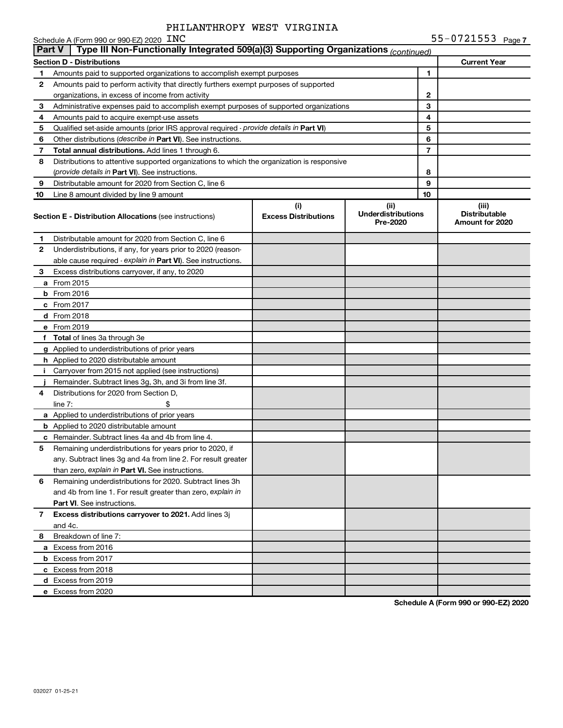PHILANTHROPY WEST VIRGINIA

Schedule A (Form 990 or 990-EZ) 2020 INC 55-0721553 Page 7

**Part V** | **Type III Non-Functionally Integrated 509(a)(3) Supporting Organizations** *(continued)*

| **Section D - Distributions** | | | **Current Year** |
|---|---|---|---|
| **1** | Amounts paid to supported organizations to accomplish exempt purposes | 1 | |
| **2** | Amounts paid to perform activity that directly furthers exempt purposes of supported organizations, in excess of income from activity | 2 | |
| **3** | Administrative expenses paid to accomplish exempt purposes of supported organizations | 3 | |
| **4** | Amounts paid to acquire exempt-use assets | 4 | |
| **5** | Qualified set-aside amounts (prior IRS approval required - *provide details in* **Part VI**) | 5 | |
| **6** | Other distributions (*describe in* **Part VI**). See instructions. | 6 | |
| **7** | **Total annual distributions.** Add lines 1 through 6. | 7 | |
| **8** | Distributions to attentive supported organizations to which the organization is responsive (*provide details in* **Part VI**). See instructions. | 8 | |
| **9** | Distributable amount for 2020 from Section C, line 6 | 9 | |
| **10** | Line 8 amount divided by line 9 amount | 10 | |

| **Section E - Distribution Allocations** (see instructions) | (i) **Excess Distributions** | (ii) **Underdistributions Pre-2020** | (iii) **Distributable Amount for 2020** |
|---|---|---|---|
| **1** Distributable amount for 2020 from Section C, line 6 | | | |
| **2** Underdistributions, if any, for years prior to 2020 (reasonable cause required - *explain in* **Part VI**). See instructions. | | | |
| **3** Excess distributions carryover, if any, to 2020 | | | |
| **a** From 2015 | | | |
| **b** From 2016 | | | |
| **c** From 2017 | | | |
| **d** From 2018 | | | |
| **e** From 2019 | | | |
| **f** **Total** of lines 3a through 3e | | | |
| **g** Applied to underdistributions of prior years | | | |
| **h** Applied to 2020 distributable amount | | | |
| **i** Carryover from 2015 not applied (see instructions) | | | |
| **j** Remainder. Subtract lines 3g, 3h, and 3i from line 3f. | | | |
| **4** Distributions for 2020 from Section D, line 7: $ | | | |
| **a** Applied to underdistributions of prior years | | | |
| **b** Applied to 2020 distributable amount | | | |
| **c** Remainder. Subtract lines 4a and 4b from line 4. | | | |
| **5** Remaining underdistributions for years prior to 2020, if any. Subtract lines 3g and 4a from line 2. For result greater than zero, *explain in* **Part VI.** See instructions. | | | |
| **6** Remaining underdistributions for 2020. Subtract lines 3h and 4b from line 1. For result greater than zero, *explain in* **Part VI**. See instructions. | | | |
| **7** **Excess distributions carryover to 2021.** Add lines 3j and 4c. | | | |
| **8** Breakdown of line 7: | | | |
| **a** Excess from 2016 | | | |
| **b** Excess from 2017 | | | |
| **c** Excess from 2018 | | | |
| **d** Excess from 2019 | | | |
| **e** Excess from 2020 | | | |

**Schedule A (Form 990 or 990-EZ) 2020**

032027 01-25-21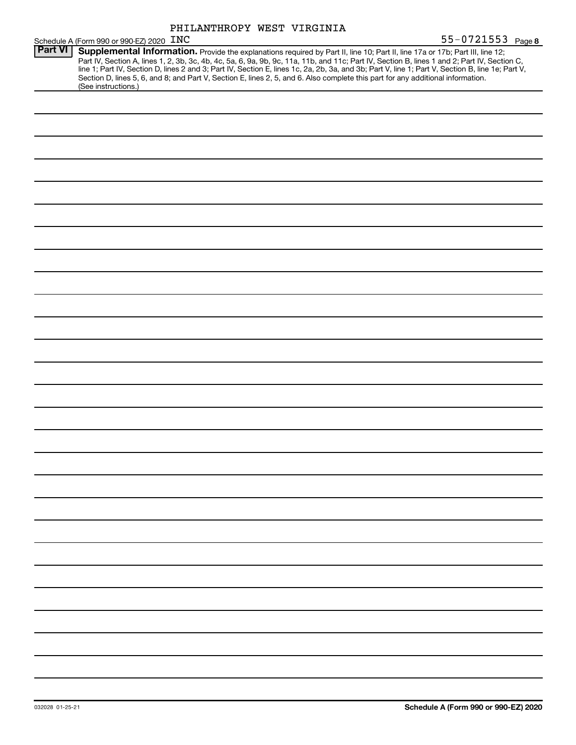PHILANTHROPY WEST VIRGINIA

Schedule A (Form 990 or 990-EZ) 2020 INC    55-0721553 Page **8**

**Part VI** **Supplemental Information.** Provide the explanations required by Part II, line 10; Part II, line 17a or 17b; Part III, line 12; Part IV, Section A, lines 1, 2, 3b, 3c, 4b, 4c, 5a, 6, 9a, 9b, 9c, 11a, 11b, and 11c; Part IV, Section B, lines 1 and 2; Part IV, Section C, line 1; Part IV, Section D, lines 2 and 3; Part IV, Section E, lines 1c, 2a, 2b, 3a, and 3b; Part V, line 1; Part V, Section B, line 1e; Part V, Section D, lines 5, 6, and 8; and Part V, Section E, lines 2, 5, and 6. Also complete this part for any additional information. (See instructions.)

032028 01-25-21    **Schedule A (Form 990 or 990-EZ) 2020**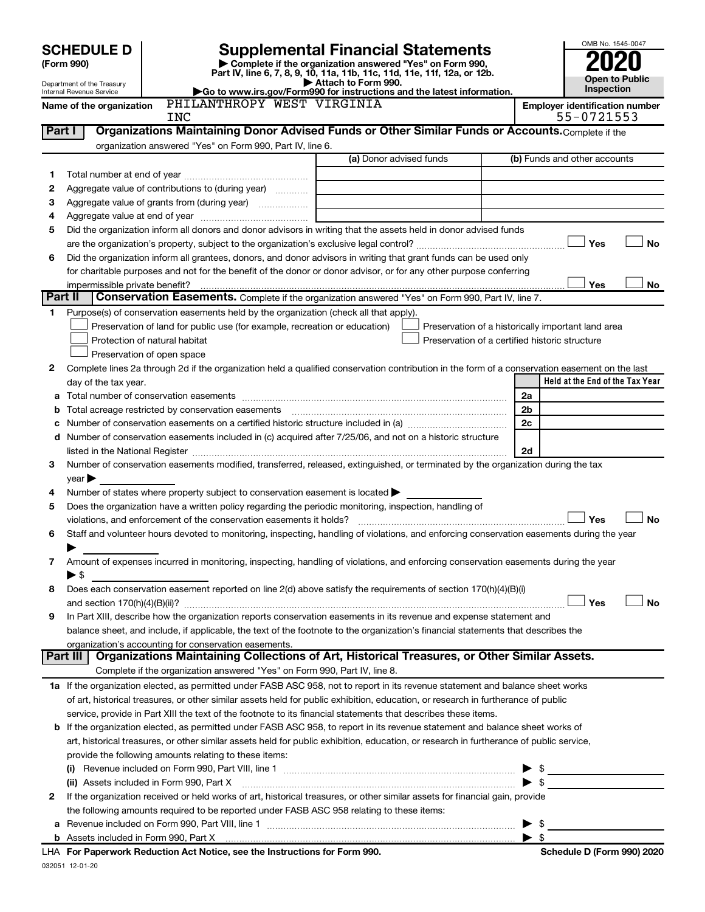**SCHEDULE D**
**(Form 990)**

Department of the Treasury
Internal Revenue Service

# Supplemental Financial Statements

▶ Complete if the organization answered "Yes" on Form 990, Part IV, line 6, 7, 8, 9, 10, 11a, 11b, 11c, 11d, 11e, 11f, 12a, or 12b.
▶ Attach to Form 990.
▶Go to www.irs.gov/Form990 for instructions and the latest information.

OMB No. 1545-0047
**2020**
**Open to Public Inspection**

**Name of the organization:** PHILANTHROPY WEST VIRGINIA INC

**Employer identification number:** 55-0721553

## Part I — Organizations Maintaining Donor Advised Funds or Other Similar Funds or Accounts.

Complete if the organization answered "Yes" on Form 990, Part IV, line 6.

| | | (a) Donor advised funds | (b) Funds and other accounts |
|---|---|---|---|
| 1 | Total number at end of year | | |
| 2 | Aggregate value of contributions to (during year) | | |
| 3 | Aggregate value of grants from (during year) | | |
| 4 | Aggregate value at end of year | | |

5 Did the organization inform all donors and donor advisors in writing that the assets held in donor advised funds are the organization's property, subject to the organization's exclusive legal control? ☐ Yes ☐ No

6 Did the organization inform all grantees, donors, and donor advisors in writing that grant funds can be used only for charitable purposes and not for the benefit of the donor or donor advisor, or for any other purpose conferring impermissible private benefit? ☐ Yes ☐ No

## Part II — Conservation Easements.

Complete if the organization answered "Yes" on Form 990, Part IV, line 7.

1 Purpose(s) of conservation easements held by the organization (check all that apply).

- ☐ Preservation of land for public use (for example, recreation or education)
- ☐ Protection of natural habitat
- ☐ Preservation of open space
- ☐ Preservation of a historically important land area
- ☐ Preservation of a certified historic structure

2 Complete lines 2a through 2d if the organization held a qualified conservation contribution in the form of a conservation easement on the last day of the tax year.

| | | | Held at the End of the Tax Year |
|---|---|---|---|
| a | Total number of conservation easements | 2a | |
| b | Total acreage restricted by conservation easements | 2b | |
| c | Number of conservation easements on a certified historic structure included in (a) | 2c | |
| d | Number of conservation easements included in (c) acquired after 7/25/06, and not on a historic structure listed in the National Register | 2d | |

3 Number of conservation easements modified, transferred, released, extinguished, or terminated by the organization during the tax year ▶

4 Number of states where property subject to conservation easement is located ▶

5 Does the organization have a written policy regarding the periodic monitoring, inspection, handling of violations, and enforcement of the conservation easements it holds? ☐ Yes ☐ No

6 Staff and volunteer hours devoted to monitoring, inspecting, handling of violations, and enforcing conservation easements during the year ▶

7 Amount of expenses incurred in monitoring, inspecting, handling of violations, and enforcing conservation easements during the year ▶ $

8 Does each conservation easement reported on line 2(d) above satisfy the requirements of section 170(h)(4)(B)(i) and section 170(h)(4)(B)(ii)? ☐ Yes ☐ No

9 In Part XIII, describe how the organization reports conservation easements in its revenue and expense statement and balance sheet, and include, if applicable, the text of the footnote to the organization's financial statements that describes the organization's accounting for conservation easements.

## Part III — Organizations Maintaining Collections of Art, Historical Treasures, or Other Similar Assets.

Complete if the organization answered "Yes" on Form 990, Part IV, line 8.

1a If the organization elected, as permitted under FASB ASC 958, not to report in its revenue statement and balance sheet works of art, historical treasures, or other similar assets held for public exhibition, education, or research in furtherance of public service, provide in Part XIII the text of the footnote to its financial statements that describes these items.

b If the organization elected, as permitted under FASB ASC 958, to report in its revenue statement and balance sheet works of art, historical treasures, or other similar assets held for public exhibition, education, or research in furtherance of public service, provide the following amounts relating to these items:

(i) Revenue included on Form 990, Part VIII, line 1 ▶ $

(ii) Assets included in Form 990, Part X ▶ $

2 If the organization received or held works of art, historical treasures, or other similar assets for financial gain, provide the following amounts required to be reported under FASB ASC 958 relating to these items:

a Revenue included on Form 990, Part VIII, line 1 ▶ $

b Assets included in Form 990, Part X ▶ $

LHA **For Paperwork Reduction Act Notice, see the Instructions for Form 990.** **Schedule D (Form 990) 2020**

032051 12-01-20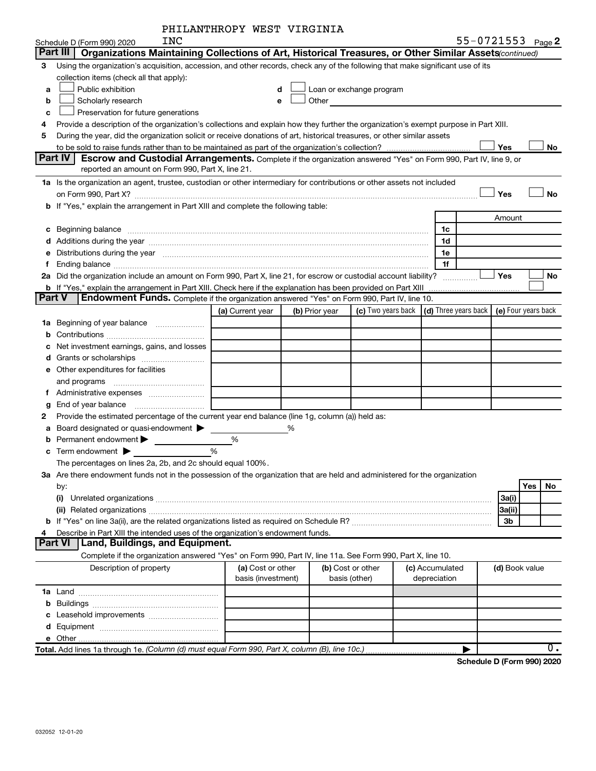PHILANTHROPY WEST VIRGINIA INC

Schedule D (Form 990) 2020 55-0721553 Page 2

**Part III Organizations Maintaining Collections of Art, Historical Treasures, or Other Similar Assets** *(continued)*

3 Using the organization's acquisition, accession, and other records, check any of the following that make significant use of its collection items (check all that apply):

a ☐ Public exhibition
b ☐ Scholarly research
c ☐ Preservation for future generations
d ☐ Loan or exchange program
e ☐ Other

4 Provide a description of the organization's collections and explain how they further the organization's exempt purpose in Part XIII.

5 During the year, did the organization solicit or receive donations of art, historical treasures, or other similar assets to be sold to raise funds rather than to be maintained as part of the organization's collection? ☐ Yes ☐ No

**Part IV Escrow and Custodial Arrangements.** Complete if the organization answered "Yes" on Form 990, Part IV, line 9, or reported an amount on Form 990, Part X, line 21.

1a Is the organization an agent, trustee, custodian or other intermediary for contributions or other assets not included on Form 990, Part X? ☐ Yes ☐ No

b If "Yes," explain the arrangement in Part XIII and complete the following table:

| | | Amount |
|---|---|---|
| c Beginning balance | 1c | |
| d Additions during the year | 1d | |
| e Distributions during the year | 1e | |
| f Ending balance | 1f | |

2a Did the organization include an amount on Form 990, Part X, line 21, for escrow or custodial account liability? ☐ Yes ☐ No

b If "Yes," explain the arrangement in Part XIII. Check here if the explanation has been provided on Part XIII ☐

**Part V Endowment Funds.** Complete if the organization answered "Yes" on Form 990, Part IV, line 10.

| | (a) Current year | (b) Prior year | (c) Two years back | (d) Three years back | (e) Four years back |
|---|---|---|---|---|---|
| 1a Beginning of year balance | | | | | |
| b Contributions | | | | | |
| c Net investment earnings, gains, and losses | | | | | |
| d Grants or scholarships | | | | | |
| e Other expenditures for facilities and programs | | | | | |
| f Administrative expenses | | | | | |
| g End of year balance | | | | | |

2 Provide the estimated percentage of the current year end balance (line 1g, column (a)) held as:

a Board designated or quasi-endowment ▶ %
b Permanent endowment ▶ %
c Term endowment ▶ %

The percentages on lines 2a, 2b, and 2c should equal 100%.

3a Are there endowment funds not in the possession of the organization that are held and administered for the organization by:

| | | Yes | No |
|---|---|---|---|
| (i) Unrelated organizations | 3a(i) | | |
| (ii) Related organizations | 3a(ii) | | |
| b If "Yes" on line 3a(ii), are the related organizations listed as required on Schedule R? | 3b | | |

4 Describe in Part XIII the intended uses of the organization's endowment funds.

**Part VI Land, Buildings, and Equipment.**

Complete if the organization answered "Yes" on Form 990, Part IV, line 11a. See Form 990, Part X, line 10.

| Description of property | (a) Cost or other basis (investment) | (b) Cost or other basis (other) | (c) Accumulated depreciation | (d) Book value |
|---|---|---|---|---|
| 1a Land | | | | |
| b Buildings | | | | |
| c Leasehold improvements | | | | |
| d Equipment | | | | |
| e Other | | | | |
| **Total.** Add lines 1a through 1e. *(Column (d) must equal Form 990, Part X, column (B), line 10c.)* ▶ | | | | 0. |

**Schedule D (Form 990) 2020**

032052 12-01-20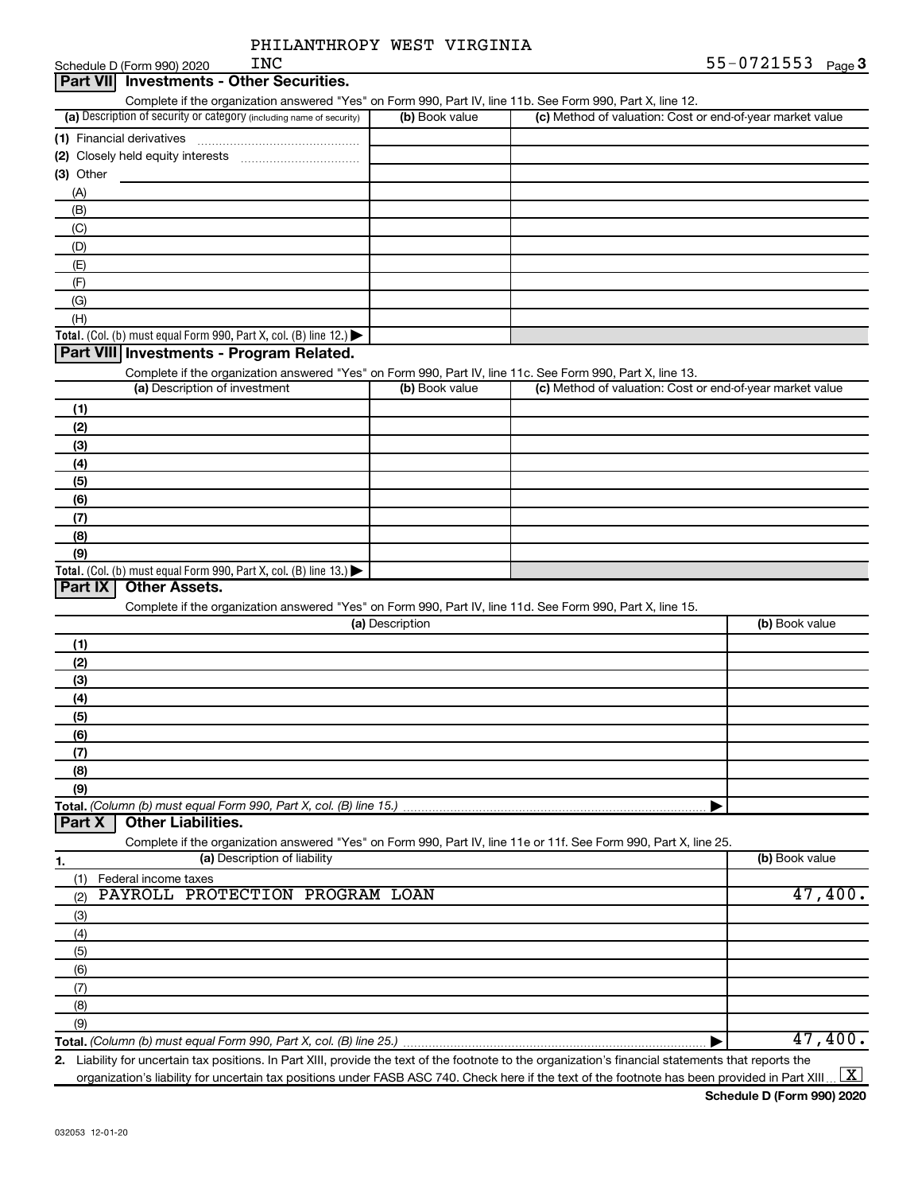Schedule D (Form 990) 2020 PHILANTHROPY WEST VIRGINIA INC 55-0721553 Page 3

## Part VII Investments - Other Securities.

Complete if the organization answered "Yes" on Form 990, Part IV, line 11b. See Form 990, Part X, line 12.

| (a) Description of security or category (including name of security) | (b) Book value | (c) Method of valuation: Cost or end-of-year market value |
|---|---|---|
| (1) Financial derivatives | | |
| (2) Closely held equity interests | | |
| (3) Other | | |
| (A) | | |
| (B) | | |
| (C) | | |
| (D) | | |
| (E) | | |
| (F) | | |
| (G) | | |
| (H) | | |
| **Total.** (Col. (b) must equal Form 990, Part X, col. (B) line 12.) ▶ | | |

## Part VIII Investments - Program Related.

Complete if the organization answered "Yes" on Form 990, Part IV, line 11c. See Form 990, Part X, line 13.

| (a) Description of investment | (b) Book value | (c) Method of valuation: Cost or end-of-year market value |
|---|---|---|
| (1) | | |
| (2) | | |
| (3) | | |
| (4) | | |
| (5) | | |
| (6) | | |
| (7) | | |
| (8) | | |
| (9) | | |
| **Total.** (Col. (b) must equal Form 990, Part X, col. (B) line 13.) ▶ | | |

## Part IX Other Assets.

Complete if the organization answered "Yes" on Form 990, Part IV, line 11d. See Form 990, Part X, line 15.

| (a) Description | (b) Book value |
|---|---|
| (1) | |
| (2) | |
| (3) | |
| (4) | |
| (5) | |
| (6) | |
| (7) | |
| (8) | |
| (9) | |
| **Total.** *(Column (b) must equal Form 990, Part X, col. (B) line 15.)* ▶ | |

## Part X Other Liabilities.

Complete if the organization answered "Yes" on Form 990, Part IV, line 11e or 11f. See Form 990, Part X, line 25.

| 1. (a) Description of liability | (b) Book value |
|---|---|
| (1) Federal income taxes | |
| (2) PAYROLL PROTECTION PROGRAM LOAN | 47,400. |
| (3) | |
| (4) | |
| (5) | |
| (6) | |
| (7) | |
| (8) | |
| (9) | |
| **Total.** *(Column (b) must equal Form 990, Part X, col. (B) line 25.)* ▶ | 47,400. |

**2.** Liability for uncertain tax positions. In Part XIII, provide the text of the footnote to the organization's financial statements that reports the organization's liability for uncertain tax positions under FASB ASC 740. Check here if the text of the footnote has been provided in Part XIII ... [X]

**Schedule D (Form 990) 2020**

032053 12-01-20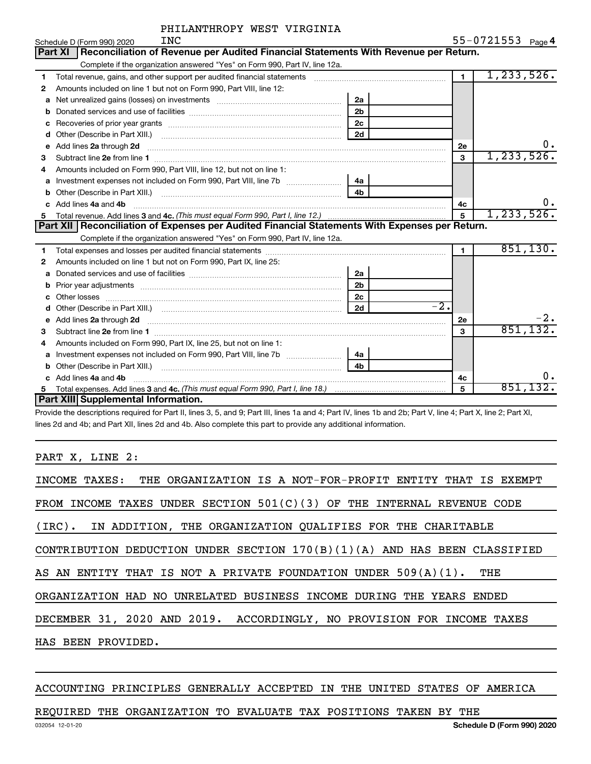PHILANTHROPY WEST VIRGINIA INC

Schedule D (Form 990) 2020 — 55-0721553 — Page 4

## Part XI Reconciliation of Revenue per Audited Financial Statements With Revenue per Return.

Complete if the organization answered "Yes" on Form 990, Part IV, line 12a.

| | | | | | |
|---|---|---|---|---|---|
| 1 | Total revenue, gains, and other support per audited financial statements | | | 1 | 1,233,526. |
| 2 | Amounts included on line 1 but not on Form 990, Part VIII, line 12: | | | | |
| a | Net unrealized gains (losses) on investments | 2a | | | |
| b | Donated services and use of facilities | 2b | | | |
| c | Recoveries of prior year grants | 2c | | | |
| d | Other (Describe in Part XIII.) | 2d | | | |
| e | Add lines 2a through 2d | | | 2e | 0. |
| 3 | Subtract line 2e from line 1 | | | 3 | 1,233,526. |
| 4 | Amounts included on Form 990, Part VIII, line 12, but not on line 1: | | | | |
| a | Investment expenses not included on Form 990, Part VIII, line 7b | 4a | | | |
| b | Other (Describe in Part XIII.) | 4b | | | |
| c | Add lines 4a and 4b | | | 4c | 0. |
| 5 | Total revenue. Add lines 3 and 4c. *(This must equal Form 990, Part I, line 12.)* | | | 5 | 1,233,526. |

## Part XII Reconciliation of Expenses per Audited Financial Statements With Expenses per Return.

Complete if the organization answered "Yes" on Form 990, Part IV, line 12a.

| | | | | | |
|---|---|---|---|---|---|
| 1 | Total expenses and losses per audited financial statements | | | 1 | 851,130. |
| 2 | Amounts included on line 1 but not on Form 990, Part IX, line 25: | | | | |
| a | Donated services and use of facilities | 2a | | | |
| b | Prior year adjustments | 2b | | | |
| c | Other losses | 2c | | | |
| d | Other (Describe in Part XIII.) | 2d | -2. | | |
| e | Add lines 2a through 2d | | | 2e | -2. |
| 3 | Subtract line 2e from line 1 | | | 3 | 851,132. |
| 4 | Amounts included on Form 990, Part IX, line 25, but not on line 1: | | | | |
| a | Investment expenses not included on Form 990, Part VIII, line 7b | 4a | | | |
| b | Other (Describe in Part XIII.) | 4b | | | |
| c | Add lines 4a and 4b | | | 4c | 0. |
| 5 | Total expenses. Add lines 3 and 4c. *(This must equal Form 990, Part I, line 18.)* | | | 5 | 851,132. |

## Part XIII Supplemental Information.

Provide the descriptions required for Part II, lines 3, 5, and 9; Part III, lines 1a and 4; Part IV, lines 1b and 2b; Part V, line 4; Part X, line 2; Part XI, lines 2d and 4b; and Part XII, lines 2d and 4b. Also complete this part to provide any additional information.

PART X, LINE 2:

INCOME TAXES: THE ORGANIZATION IS A NOT-FOR-PROFIT ENTITY THAT IS EXEMPT FROM INCOME TAXES UNDER SECTION 501(C)(3) OF THE INTERNAL REVENUE CODE (IRC). IN ADDITION, THE ORGANIZATION QUALIFIES FOR THE CHARITABLE CONTRIBUTION DEDUCTION UNDER SECTION 170(B)(1)(A) AND HAS BEEN CLASSIFIED AS AN ENTITY THAT IS NOT A PRIVATE FOUNDATION UNDER 509(A)(1). THE ORGANIZATION HAD NO UNRELATED BUSINESS INCOME DURING THE YEARS ENDED DECEMBER 31, 2020 AND 2019. ACCORDINGLY, NO PROVISION FOR INCOME TAXES HAS BEEN PROVIDED.

ACCOUNTING PRINCIPLES GENERALLY ACCEPTED IN THE UNITED STATES OF AMERICA REQUIRED THE ORGANIZATION TO EVALUATE TAX POSITIONS TAKEN BY THE

032054 12-01-20 Schedule D (Form 990) 2020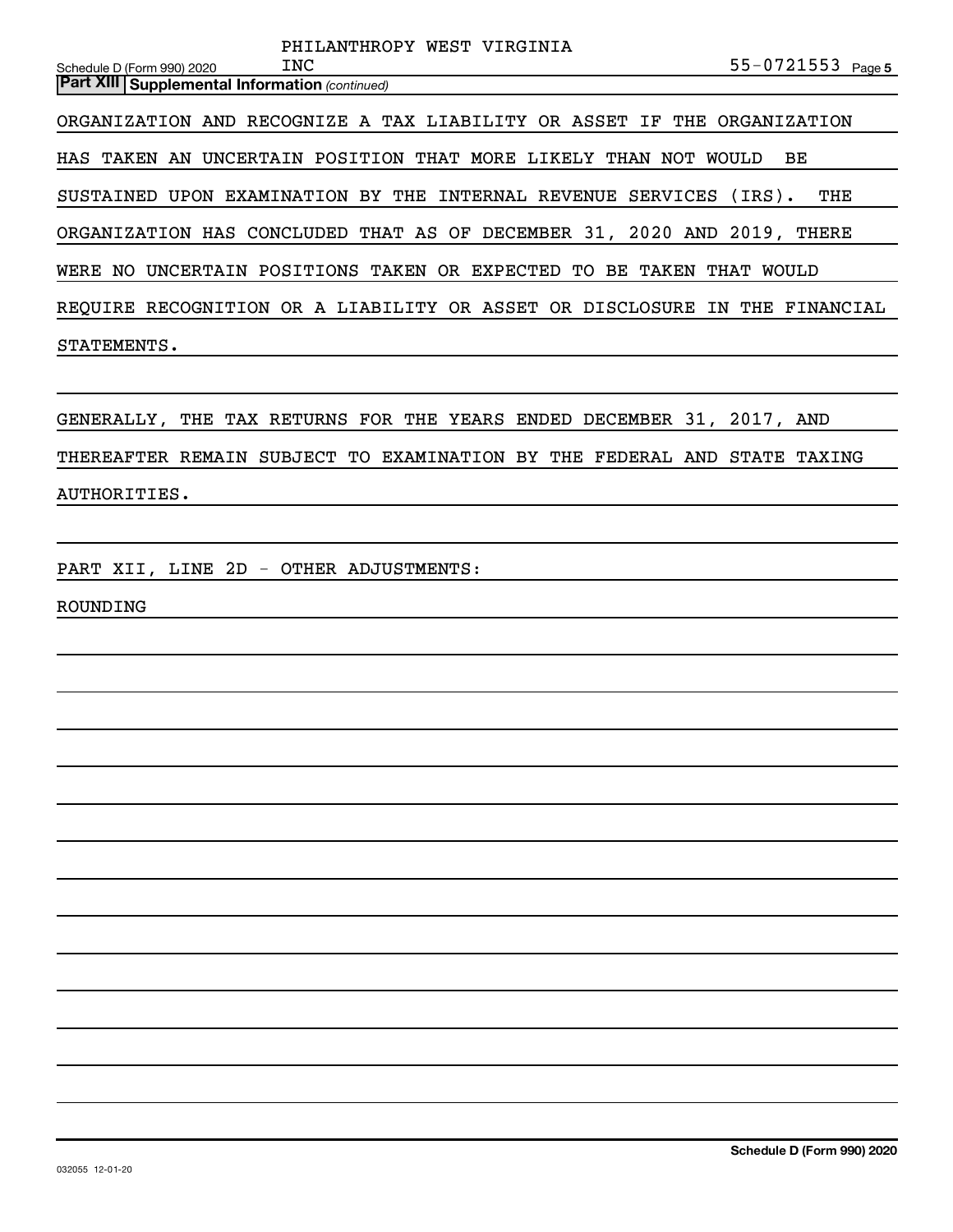**Part XIII Supplemental Information** *(continued)*

ORGANIZATION AND RECOGNIZE A TAX LIABILITY OR ASSET IF THE ORGANIZATION HAS TAKEN AN UNCERTAIN POSITION THAT MORE LIKELY THAN NOT WOULD BE SUSTAINED UPON EXAMINATION BY THE INTERNAL REVENUE SERVICES (IRS). THE ORGANIZATION HAS CONCLUDED THAT AS OF DECEMBER 31, 2020 AND 2019, THERE WERE NO UNCERTAIN POSITIONS TAKEN OR EXPECTED TO BE TAKEN THAT WOULD REQUIRE RECOGNITION OR A LIABILITY OR ASSET OR DISCLOSURE IN THE FINANCIAL STATEMENTS.

GENERALLY, THE TAX RETURNS FOR THE YEARS ENDED DECEMBER 31, 2017, AND THEREAFTER REMAIN SUBJECT TO EXAMINATION BY THE FEDERAL AND STATE TAXING AUTHORITIES.

PART XII, LINE 2D - OTHER ADJUSTMENTS:

ROUNDING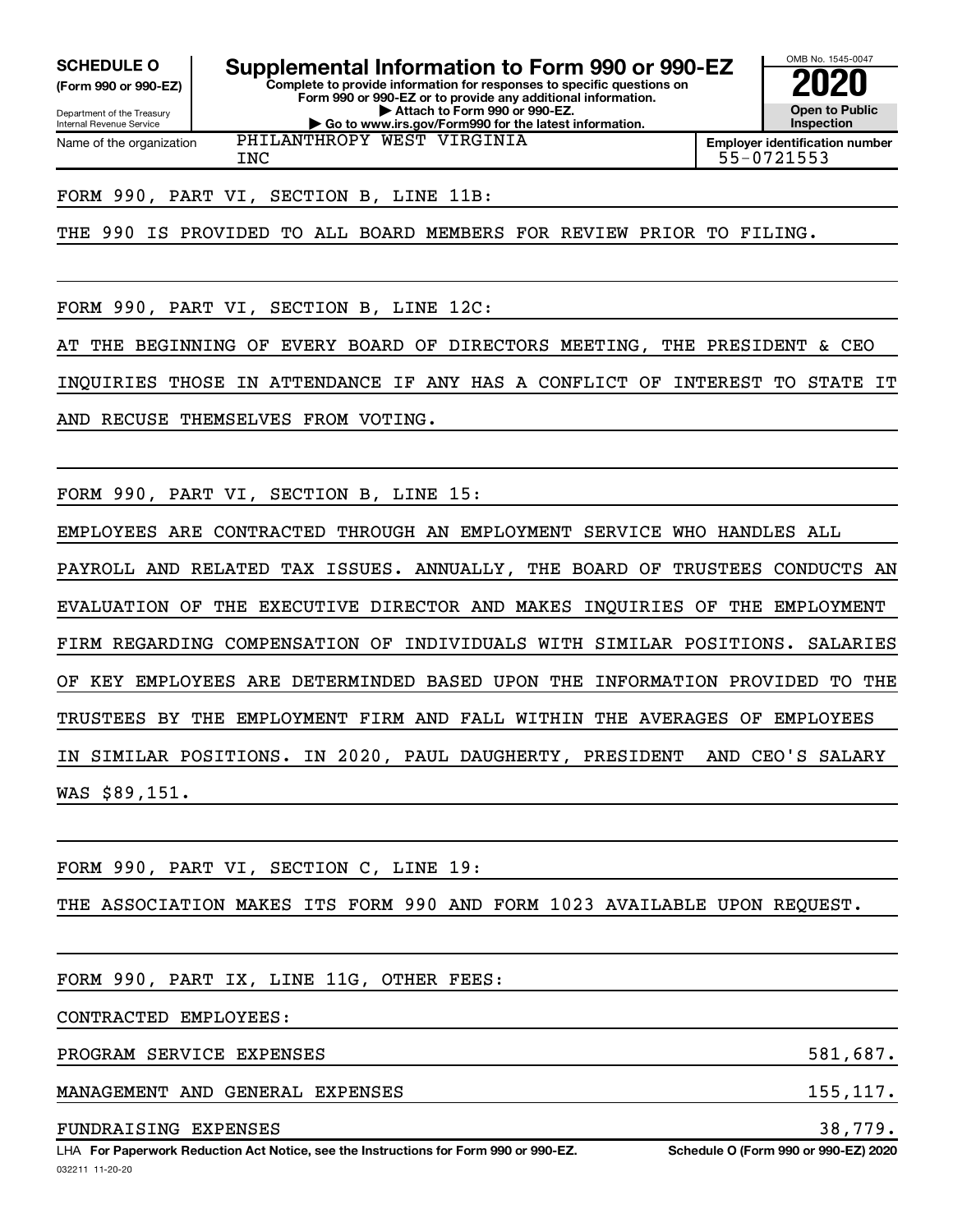**SCHEDULE O**
**(Form 990 or 990-EZ)**

Department of the Treasury
Internal Revenue Service

# Supplemental Information to Form 990 or 990-EZ

**Complete to provide information for responses to specific questions on Form 990 or 990-EZ or to provide any additional information.**
**▶ Attach to Form 990 or 990-EZ.**
**▶ Go to www.irs.gov/Form990 for the latest information.**

OMB No. 1545-0047

**2020**

**Open to Public Inspection**

Name of the organization: PHILANTHROPY WEST VIRGINIA INC

**Employer identification number** 55-0721553

FORM 990, PART VI, SECTION B, LINE 11B:

THE 990 IS PROVIDED TO ALL BOARD MEMBERS FOR REVIEW PRIOR TO FILING.

FORM 990, PART VI, SECTION B, LINE 12C:

AT THE BEGINNING OF EVERY BOARD OF DIRECTORS MEETING, THE PRESIDENT & CEO INQUIRIES THOSE IN ATTENDANCE IF ANY HAS A CONFLICT OF INTEREST TO STATE IT AND RECUSE THEMSELVES FROM VOTING.

FORM 990, PART VI, SECTION B, LINE 15:

EMPLOYEES ARE CONTRACTED THROUGH AN EMPLOYMENT SERVICE WHO HANDLES ALL PAYROLL AND RELATED TAX ISSUES. ANNUALLY, THE BOARD OF TRUSTEES CONDUCTS AN EVALUATION OF THE EXECUTIVE DIRECTOR AND MAKES INQUIRIES OF THE EMPLOYMENT FIRM REGARDING COMPENSATION OF INDIVIDUALS WITH SIMILAR POSITIONS. SALARIES OF KEY EMPLOYEES ARE DETERMINDED BASED UPON THE INFORMATION PROVIDED TO THE TRUSTEES BY THE EMPLOYMENT FIRM AND FALL WITHIN THE AVERAGES OF EMPLOYEES IN SIMILAR POSITIONS. IN 2020, PAUL DAUGHERTY, PRESIDENT AND CEO'S SALARY WAS $89,151.

FORM 990, PART VI, SECTION C, LINE 19:

THE ASSOCIATION MAKES ITS FORM 990 AND FORM 1023 AVAILABLE UPON REQUEST.

FORM 990, PART IX, LINE 11G, OTHER FEES:

CONTRACTED EMPLOYEES:

| | |
|---|---|
| PROGRAM SERVICE EXPENSES | 581,687. |
| MANAGEMENT AND GENERAL EXPENSES | 155,117. |
| FUNDRAISING EXPENSES | 38,779. |

LHA **For Paperwork Reduction Act Notice, see the Instructions for Form 990 or 990-EZ.** **Schedule O (Form 990 or 990-EZ) 2020**

032211 11-20-20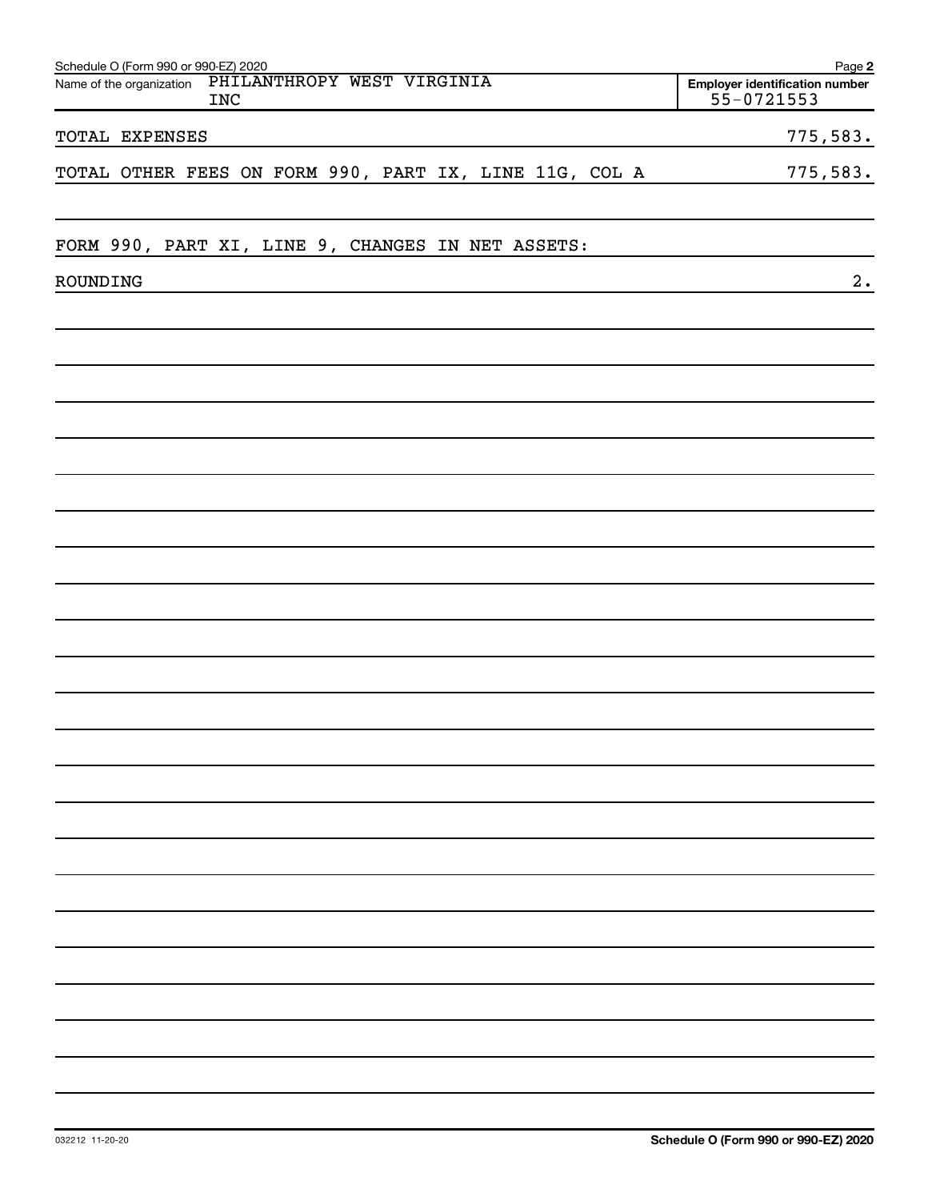Schedule O (Form 990 or 990-EZ) 2020

Name of the organization PHILANTHROPY WEST VIRGINIA INC

Employer identification number 55-0721553

| | |
|---|---|
| TOTAL EXPENSES | 775,583. |
| TOTAL OTHER FEES ON FORM 990, PART IX, LINE 11G, COL A | 775,583. |

FORM 990, PART XI, LINE 9, CHANGES IN NET ASSETS:

| | |
|---|---|
| ROUNDING | 2. |

032212 11-20-20

Schedule O (Form 990 or 990-EZ) 2020